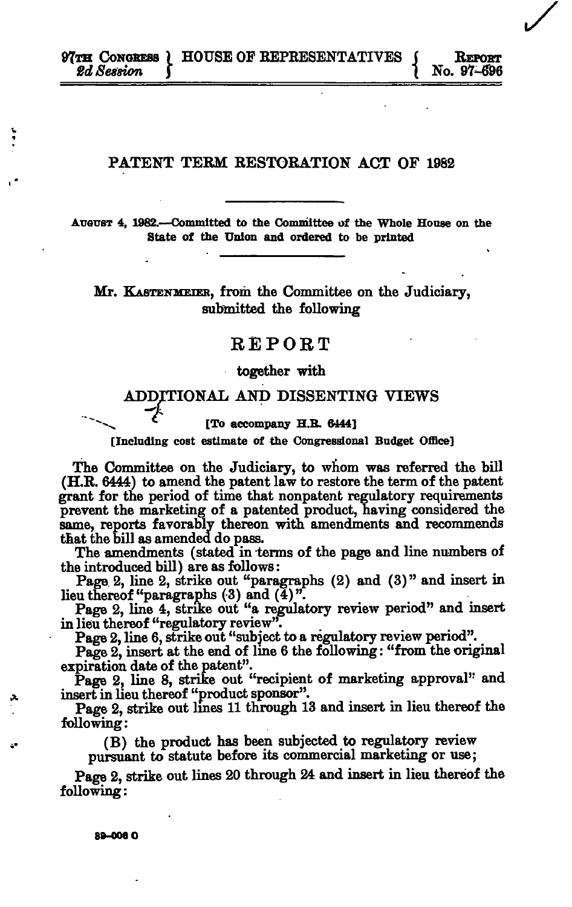97TH CONGRESS } HOUSE OF REPRESENTATIVES { REPORT
2d Session } { No. 97-696

# PATENT TERM RESTORATION ACT OF 1982

AUGUST 4, 1982.—Committed to the Committee of the Whole House on the State of the Union and ordered to be printed

Mr. KASTENMEIER, from the Committee on the Judiciary, submitted the following

## REPORT

together with

## ADDITIONAL AND DISSENTING VIEWS

[To accompany H.R. 6444]

[Including cost estimate of the Congressional Budget Office]

The Committee on the Judiciary, to whom was referred the bill (H.R. 6444) to amend the patent law to restore the term of the patent grant for the period of time that nonpatent regulatory requirements prevent the marketing of a patented product, having considered the same, reports favorably thereon with amendments and recommends that the bill as amended do pass.

The amendments (stated in terms of the page and line numbers of the introduced bill) are as follows:

Page 2, line 2, strike out "paragraphs (2) and (3)" and insert in lieu thereof "paragraphs (3) and (4)".

Page 2, line 4, strike out "a regulatory review period" and insert in lieu thereof "regulatory review".

Page 2, line 6, strike out "subject to a regulatory review period".

Page 2, insert at the end of line 6 the following: "from the original expiration date of the patent".

Page 2, line 8, strike out "recipient of marketing approval" and insert in lieu thereof "product sponsor".

Page 2, strike out lines 11 through 13 and insert in lieu thereof the following:

> (B) the product has been subjected to regulatory review pursuant to statute before its commercial marketing or use;

Page 2, strike out lines 20 through 24 and insert in lieu thereof the following: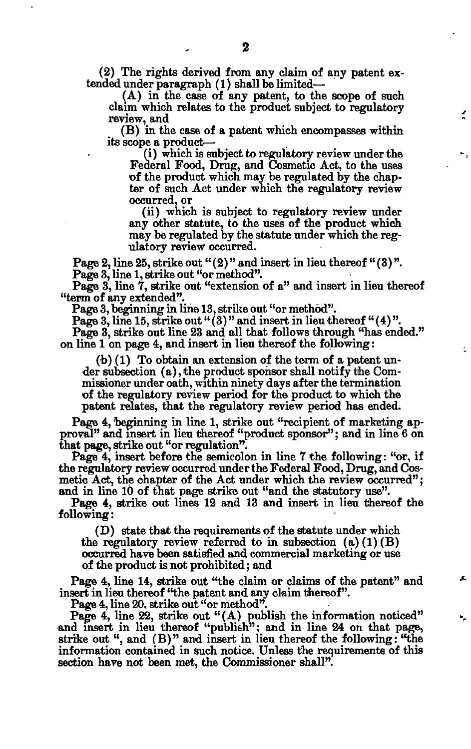(2) The rights derived from any claim of any patent extended under paragraph (1) shall be limited—

(A) in the case of any patent, to the scope of such claim which relates to the product subject to regulatory review, and

(B) in the case of a patent which encompasses within its scope a product—

(i) which is subject to regulatory review under the Federal Food, Drug, and Cosmetic Act, to the uses of the product which may be regulated by the chapter of such Act under which the regulatory review occurred, or

(ii) which is subject to regulatory review under any other statute, to the uses of the product which may be regulated by the statute under which the regulatory review occurred.

Page 2, line 25, strike out "(2)" and insert in lieu thereof "(3)".

Page 3, line 1, strike out "or method".

Page 3, line 7, strike out "extension of a" and insert in lieu thereof "term of any extended".

Page 3, beginning in line 13, strike out "or method".

Page 3, line 15, strike out "(3)" and insert in lieu thereof "(4)".

Page 3, strike out line 23 and all that follows through "has ended." on line 1 on page 4, and insert in lieu thereof the following:

(b) (1) To obtain an extension of the term of a patent under subsection (a), the product sponsor shall notify the Commissioner under oath, within ninety days after the termination of the regulatory review period for the product to which the patent relates, that the regulatory review period has ended.

Page 4, beginning in line 1, strike out "recipient of marketing approval" and insert in lieu thereof "product sponsor"; and in line 6 on that page, strike out "or regulation".

Page 4, insert before the semicolon in line 7 the following: "or, if the regulatory review occurred under the Federal Food, Drug, and Cosmetic Act, the chapter of the Act under which the review occurred"; and in line 10 of that page strike out "and the statutory use".

Page 4, strike out lines 12 and 13 and insert in lieu thereof the following:

(D) state that the requirements of the statute under which the regulatory review referred to in subsection (a) (1) (B) occurred have been satisfied and commercial marketing or use of the product is not prohibited; and

Page 4, line 14, strike out "the claim or claims of the patent" and insert in lieu thereof "the patent and any claim thereof".

Page 4, line 20, strike out "or method".

Page 4, line 22, strike out "(A) publish the information noticed" and insert in lieu thereof "publish"; and in line 24 on that page, strike out ", and (B)" and insert in lieu thereof the following: "the information contained in such notice. Unless the requirements of this section have not been met, the Commissioner shall".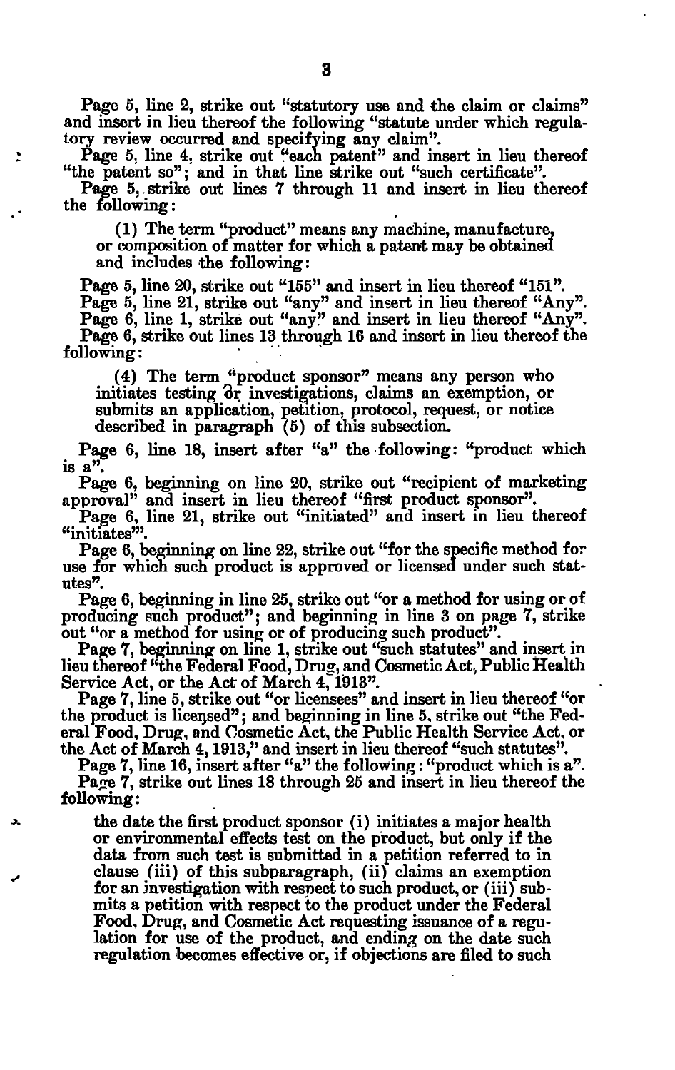Page 5, line 2, strike out "statutory use and the claim or claims" and insert in lieu thereof the following "statute under which regulatory review occurred and specifying any claim".

Page 5, line 4, strike out "each patent" and insert in lieu thereof "the patent so"; and in that line strike out "such certificate".

Page 5, strike out lines 7 through 11 and insert in lieu thereof the following:

> (1) The term "product" means any machine, manufacture, or composition of matter for which a patent may be obtained and includes the following:

Page 5, line 20, strike out "155" and insert in lieu thereof "151".

Page 5, line 21, strike out "any" and insert in lieu thereof "Any".

Page 6, line 1, strike out "any" and insert in lieu thereof "Any".

Page 6, strike out lines 13 through 16 and insert in lieu thereof the following:

> (4) The term "product sponsor" means any person who initiates testing or investigations, claims an exemption, or submits an application, petition, protocol, request, or notice described in paragraph (5) of this subsection.

Page 6, line 18, insert after "a" the following: "product which is a".

Page 6, beginning on line 20, strike out "recipient of marketing approval" and insert in lieu thereof "first product sponsor".

Page 6, line 21, strike out "initiated" and insert in lieu thereof "initiates".

Page 6, beginning on line 22, strike out "for the specific method for use for which such product is approved or licensed under such statutes".

Page 6, beginning in line 25, strike out "or a method for using or of producing such product"; and beginning in line 3 on page 7, strike out "or a method for using or of producing such product".

Page 7, beginning on line 1, strike out "such statutes" and insert in lieu thereof "the Federal Food, Drug, and Cosmetic Act, Public Health Service Act, or the Act of March 4, 1913".

Page 7, line 5, strike out "or licensees" and insert in lieu thereof "or the product is licensed"; and beginning in line 5, strike out "the Federal Food, Drug, and Cosmetic Act, the Public Health Service Act, or the Act of March 4, 1913," and insert in lieu thereof "such statutes".

Page 7, line 16, insert after "a" the following: "product which is a".

Page 7, strike out lines 18 through 25 and insert in lieu thereof the following:

> the date the first product sponsor (i) initiates a major health or environmental effects test on the product, but only if the data from such test is submitted in a petition referred to in clause (iii) of this subparagraph, (ii) claims an exemption for an investigation with respect to such product, or (iii) submits a petition with respect to the product under the Federal Food, Drug, and Cosmetic Act requesting issuance of a regulation for use of the product, and ending on the date such regulation becomes effective or, if objections are filed to such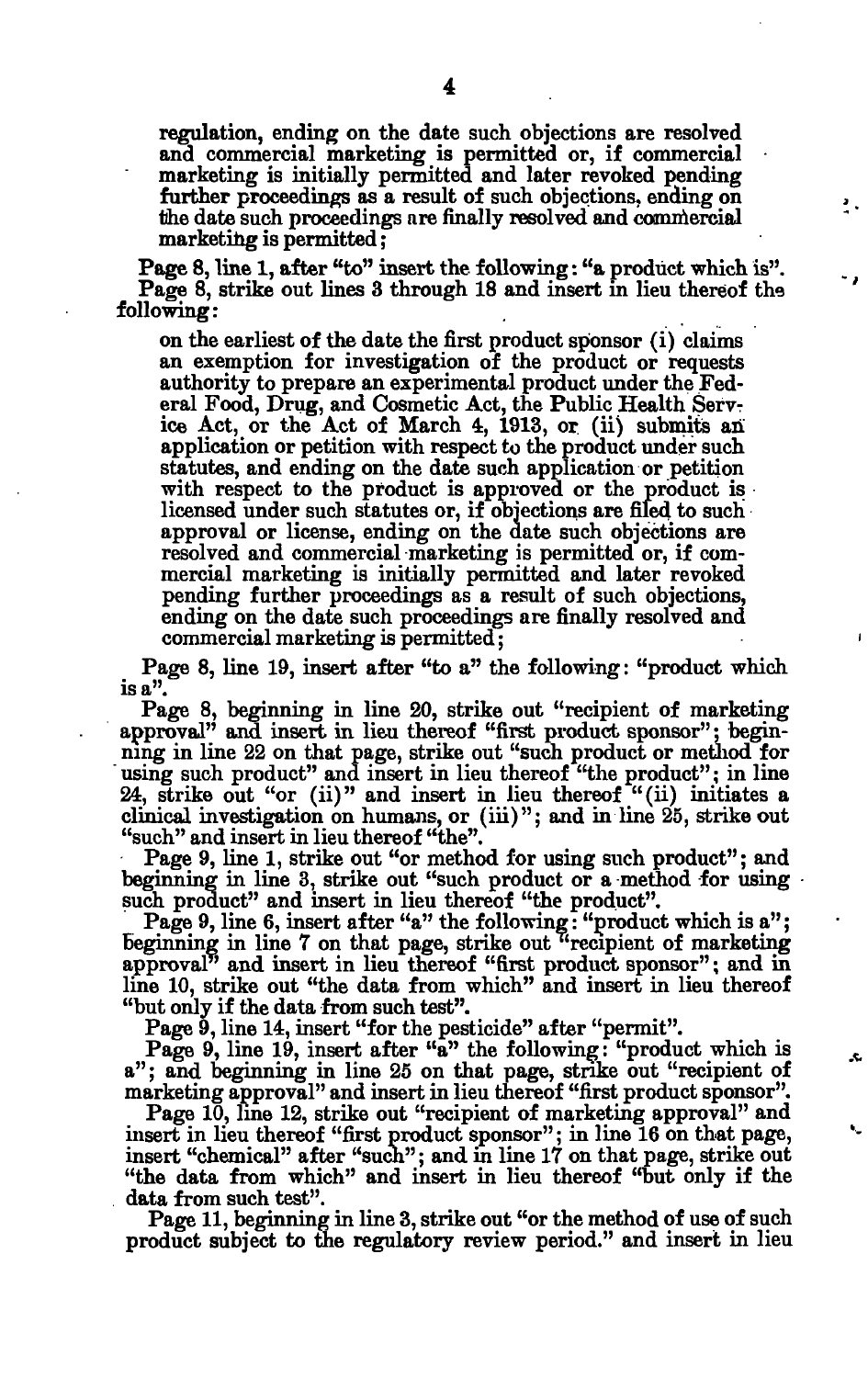regulation, ending on the date such objections are resolved and commercial marketing is permitted or, if commercial marketing is initially permitted and later revoked pending further proceedings as a result of such objections, ending on the date such proceedings are finally resolved and commercial marketing is permitted;

Page 8, line 1, after "to" insert the following: "a product which is".

Page 8, strike out lines 3 through 18 and insert in lieu thereof the following:

> on the earliest of the date the first product sponsor (i) claims an exemption for investigation of the product or requests authority to prepare an experimental product under the Federal Food, Drug, and Cosmetic Act, the Public Health Service Act, or the Act of March 4, 1913, or (ii) submits an application or petition with respect to the product under such statutes, and ending on the date such application or petition with respect to the product is approved or the product is licensed under such statutes or, if objections are filed to such approval or license, ending on the date such objections are resolved and commercial marketing is permitted or, if commercial marketing is initially permitted and later revoked pending further proceedings as a result of such objections, ending on the date such proceedings are finally resolved and commercial marketing is permitted;

Page 8, line 19, insert after "to a" the following: "product which is a".

Page 8, beginning in line 20, strike out "recipient of marketing approval" and insert in lieu thereof "first product sponsor"; beginning in line 22 on that page, strike out "such product or method for using such product" and insert in lieu thereof "the product"; in line 24, strike out "or (ii)" and insert in lieu thereof "(ii) initiates a clinical investigation on humans, or (iii)"; and in line 25, strike out "such" and insert in lieu thereof "the".

Page 9, line 1, strike out "or method for using such product"; and beginning in line 3, strike out "such product or a method for using such product" and insert in lieu thereof "the product".

Page 9, line 6, insert after "a" the following: "product which is a"; beginning in line 7 on that page, strike out "recipient of marketing approval" and insert in lieu thereof "first product sponsor"; and in line 10, strike out "the data from which" and insert in lieu thereof "but only if the data from such test".

Page 9, line 14, insert "for the pesticide" after "permit".

Page 9, line 19, insert after "a" the following: "product which is a"; and beginning in line 25 on that page, strike out "recipient of marketing approval" and insert in lieu thereof "first product sponsor".

Page 10, line 12, strike out "recipient of marketing approval" and insert in lieu thereof "first product sponsor"; in line 16 on that page, insert "chemical" after "such"; and in line 17 on that page, strike out "the data from which" and insert in lieu thereof "but only if the data from such test".

Page 11, beginning in line 3, strike out "or the method of use of such product subject to the regulatory review period." and insert in lieu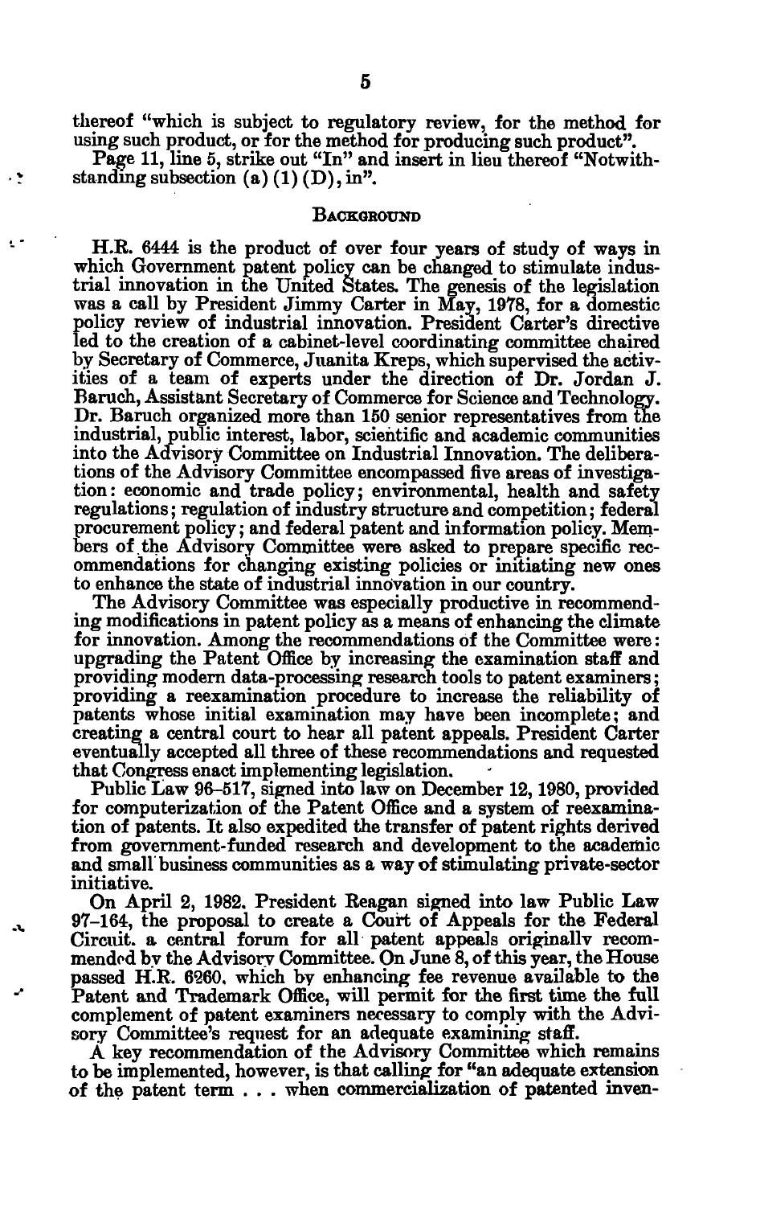thereof "which is subject to regulatory review, for the method for using such product, or for the method for producing such product".

Page 11, line 5, strike out "In" and insert in lieu thereof "Notwithstanding subsection (a) (1) (D), in".

## BACKGROUND

H.R. 6444 is the product of over four years of study of ways in which Government patent policy can be changed to stimulate industrial innovation in the United States. The genesis of the legislation was a call by President Jimmy Carter in May, 1978, for a domestic policy review of industrial innovation. President Carter's directive led to the creation of a cabinet-level coordinating committee chaired by Secretary of Commerce, Juanita Kreps, which supervised the activities of a team of experts under the direction of Dr. Jordan J. Baruch, Assistant Secretary of Commerce for Science and Technology. Dr. Baruch organized more than 150 senior representatives from the industrial, public interest, labor, scientific and academic communities into the Advisory Committee on Industrial Innovation. The deliberations of the Advisory Committee encompassed five areas of investigation: economic and trade policy; environmental, health and safety regulations; regulation of industry structure and competition; federal procurement policy; and federal patent and information policy. Members of the Advisory Committee were asked to prepare specific recommendations for changing existing policies or initiating new ones to enhance the state of industrial innovation in our country.

The Advisory Committee was especially productive in recommending modifications in patent policy as a means of enhancing the climate for innovation. Among the recommendations of the Committee were: upgrading the Patent Office by increasing the examination staff and providing modern data-processing research tools to patent examiners; providing a reexamination procedure to increase the reliability of patents whose initial examination may have been incomplete; and creating a central court to hear all patent appeals. President Carter eventually accepted all three of these recommendations and requested that Congress enact implementing legislation.

Public Law 96–517, signed into law on December 12, 1980, provided for computerization of the Patent Office and a system of reexamination of patents. It also expedited the transfer of patent rights derived from government-funded research and development to the academic and small business communities as a way of stimulating private-sector initiative.

On April 2, 1982, President Reagan signed into law Public Law 97–164, the proposal to create a Court of Appeals for the Federal Circuit, a central forum for all patent appeals originally recommended by the Advisory Committee. On June 8, of this year, the House passed H.R. 6260, which by enhancing fee revenue available to the Patent and Trademark Office, will permit for the first time the full complement of patent examiners necessary to comply with the Advisory Committee's request for an adequate examining staff.

A key recommendation of the Advisory Committee which remains to be implemented, however, is that calling for "an adequate extension of the patent term . . . when commercialization of patented inven-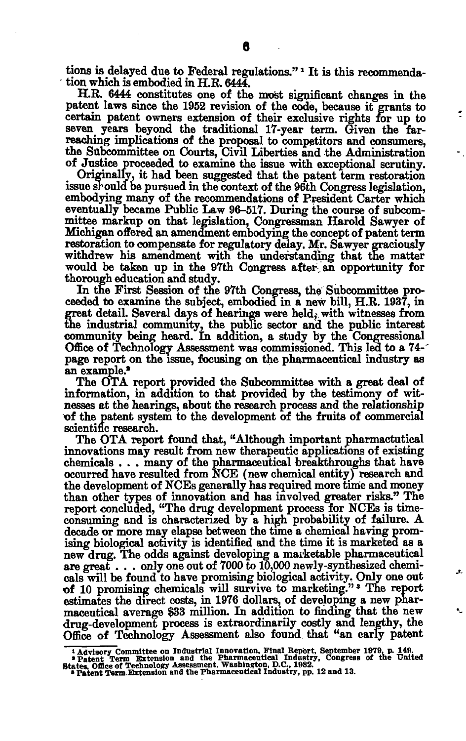tions is delayed due to Federal regulations."[1] It is this recommendation which is embodied in H.R. 6444.

H.R. 6444 constitutes one of the most significant changes in the patent laws since the 1952 revision of the code, because it grants to certain patent owners extension of their exclusive rights for up to seven years beyond the traditional 17-year term. Given the far-reaching implications of the proposal to competitors and consumers, the Subcommittee on Courts, Civil Liberties and the Administration of Justice proceeded to examine the issue with exceptional scrutiny.

Originally, it had been suggested that the patent term restoration issue should be pursued in the context of the 96th Congress legislation, embodying many of the recommendations of President Carter which eventually became Public Law 96-517. During the course of subcommittee markup on that legislation, Congressman Harold Sawyer of Michigan offered an amendment embodying the concept of patent term restoration to compensate for regulatory delay. Mr. Sawyer graciously withdrew his amendment with the understanding that the matter would be taken up in the 97th Congress after an opportunity for thorough education and study.

In the First Session of the 97th Congress, the Subcommittee proceeded to examine the subject, embodied in a new bill, H.R. 1937, in great detail. Several days of hearings were held, with witnesses from the industrial community, the public sector and the public interest community being heard. In addition, a study by the Congressional Office of Technology Assessment was commissioned. This led to a 74-page report on the issue, focusing on the pharmaceutical industry as an example.[2]

The OTA report provided the Subcommittee with a great deal of information, in addition to that provided by the testimony of witnesses at the hearings, about the research process and the relationship of the patent system to the development of the fruits of commercial scientific research.

The OTA report found that, "Although important pharmactutical innovations may result from new therapeutic applications of existing chemicals . . . many of the pharmaceutical breakthroughs that have occurred have resulted from NCE (new chemical entity) research and the development of NCEs generally has required more time and money than other types of innovation and has involved greater risks." The report concluded, "The drug development process for NCEs is time-consuming and is characterized by a high probability of failure. A decade or more may elapse between the time a chemical having promising biological activity is identified and the time it is marketed as a new drug. The odds against developing a marketable pharmaceutical are great . . . only one out of 7000 to 10,000 newly-synthesized chemicals will be found to have promising biological activity. Only one out of 10 promising chemicals will survive to marketing."[3] The report estimates the direct costs, in 1976 dollars, of developing a new pharmaceutical average $33 million. In addition to finding that the new drug-development process is extraordinarily costly and lengthy, the Office of Technology Assessment also found that "an early patent

---

[1] Advisory Committee on Industrial Innovation, Final Report, September 1979, p. 149.

[2] Patent Term Extension and the Pharmaceutical Industry, Congress of the United States, Office of Technology Assessment. Washington, D.C., 1982.

[3] Patent Term Extension and the Pharmaceutical Industry, pp. 12 and 13.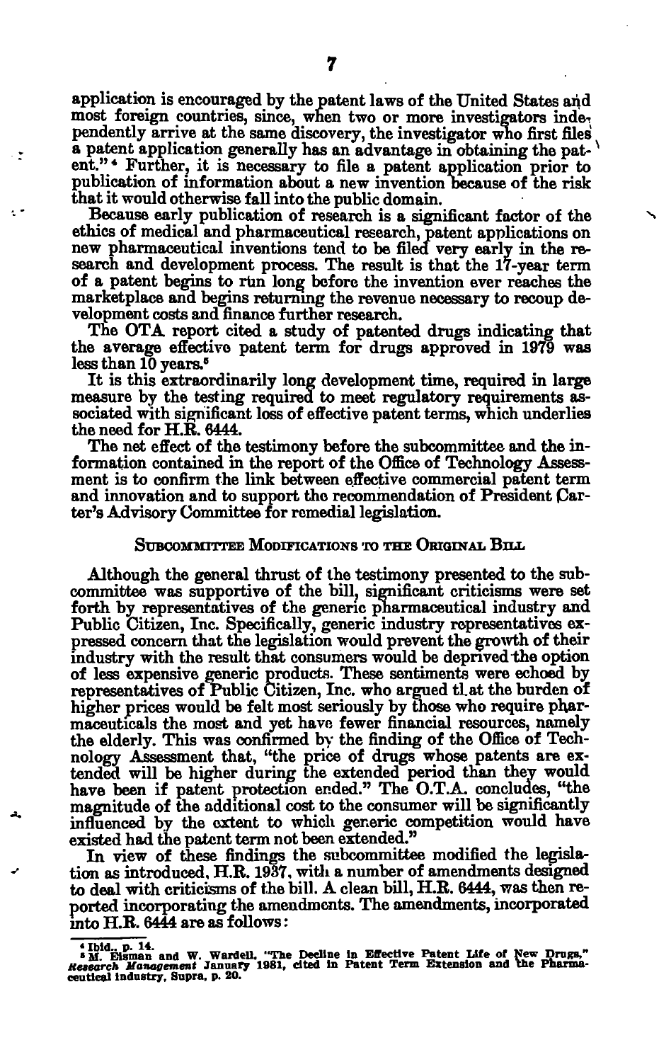application is encouraged by the patent laws of the United States and most foreign countries, since, when two or more investigators independently arrive at the same discovery, the investigator who first files a patent application generally has an advantage in obtaining the patent."[4] Further, it is necessary to file a patent application prior to publication of information about a new invention because of the risk that it would otherwise fall into the public domain.

Because early publication of research is a significant factor of the ethics of medical and pharmaceutical research, patent applications on new pharmaceutical inventions tend to be filed very early in the research and development process. The result is that the 17-year term of a patent begins to run long before the invention ever reaches the marketplace and begins returning the revenue necessary to recoup development costs and finance further research.

The OTA report cited a study of patented drugs indicating that the average effective patent term for drugs approved in 1979 was less than 10 years.[5]

It is this extraordinarily long development time, required in large measure by the testing required to meet regulatory requirements associated with significant loss of effective patent terms, which underlies the need for H.R. 6444.

The net effect of the testimony before the subcommittee and the information contained in the report of the Office of Technology Assessment is to confirm the link between effective commercial patent term and innovation and to support the recommendation of President Carter's Advisory Committee for remedial legislation.

## SUBCOMMITTEE MODIFICATIONS TO THE ORIGINAL BILL

Although the general thrust of the testimony presented to the subcommittee was supportive of the bill, significant criticisms were set forth by representatives of the generic pharmaceutical industry and Public Citizen, Inc. Specifically, generic industry representatives expressed concern that the legislation would prevent the growth of their industry with the result that consumers would be deprived the option of less expensive generic products. These sentiments were echoed by representatives of Public Citizen, Inc. who argued that the burden of higher prices would be felt most seriously by those who require pharmaceuticals the most and yet have fewer financial resources, namely the elderly. This was confirmed by the finding of the Office of Technology Assessment that, "the price of drugs whose patents are extended will be higher during the extended period than they would have been if patent protection ended." The O.T.A. concludes, "the magnitude of the additional cost to the consumer will be significantly influenced by the extent to which generic competition would have existed had the patent term not been extended."

In view of these findings the subcommittee modified the legislation as introduced, H.R. 1937, with a number of amendments designed to deal with criticisms of the bill. A clean bill, H.R. 6444, was then reported incorporating the amendments. The amendments, incorporated into H.R. 6444 are as follows:

---

[4] Ibid., p. 14.

[5] M. Eisman and W. Wardell, "The Decline in Effective Patent Life of New Drugs," *Research Management* January 1981, cited in Patent Term Extension and the Pharmaceutical Industry, Supra, p. 20.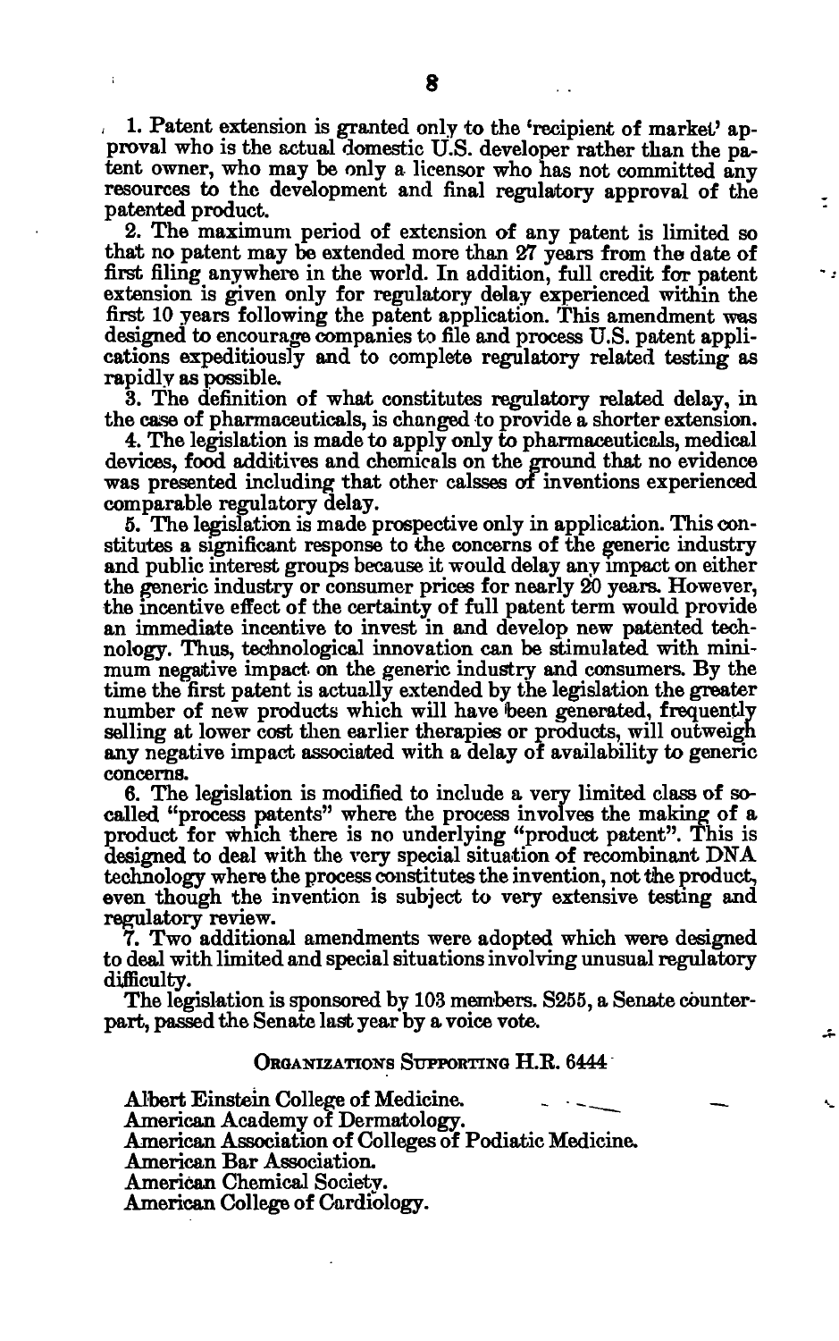1. Patent extension is granted only to the 'recipient of market' approval who is the actual domestic U.S. developer rather than the patent owner, who may be only a licensor who has not committed any resources to the development and final regulatory approval of the patented product.

2. The maximum period of extension of any patent is limited so that no patent may be extended more than 27 years from the date of first filing anywhere in the world. In addition, full credit for patent extension is given only for regulatory delay experienced within the first 10 years following the patent application. This amendment was designed to encourage companies to file and process U.S. patent applications expeditiously and to complete regulatory related testing as rapidly as possible.

3. The definition of what constitutes regulatory related delay, in the case of pharmaceuticals, is changed to provide a shorter extension.

4. The legislation is made to apply only to pharmaceuticals, medical devices, food additives and chemicals on the ground that no evidence was presented including that other calsses of inventions experienced comparable regulatory delay.

5. The legislation is made prospective only in application. This constitutes a significant response to the concerns of the generic industry and public interest groups because it would delay any impact on either the generic industry or consumer prices for nearly 20 years. However, the incentive effect of the certainty of full patent term would provide an immediate incentive to invest in and develop new patented technology. Thus, technological innovation can be stimulated with minimum negative impact on the generic industry and consumers. By the time the first patent is actually extended by the legislation the greater number of new products which will have been generated, frequently selling at lower cost then earlier therapies or products, will outweigh any negative impact associated with a delay of availability to generic concerns.

6. The legislation is modified to include a very limited class of so-called "process patents" where the process involves the making of a product for which there is no underlying "product patent". This is designed to deal with the very special situation of recombinant DNA technology where the process constitutes the invention, not the product, even though the invention is subject to very extensive testing and regulatory review.

7. Two additional amendments were adopted which were designed to deal with limited and special situations involving unusual regulatory difficulty.

The legislation is sponsored by 103 members. S255, a Senate counterpart, passed the Senate last year by a voice vote.

## Organizations Supporting H.R. 6444

Albert Einstein College of Medicine.
American Academy of Dermatology.
American Association of Colleges of Podiatic Medicine.
American Bar Association.
American Chemical Society.
American College of Cardiology.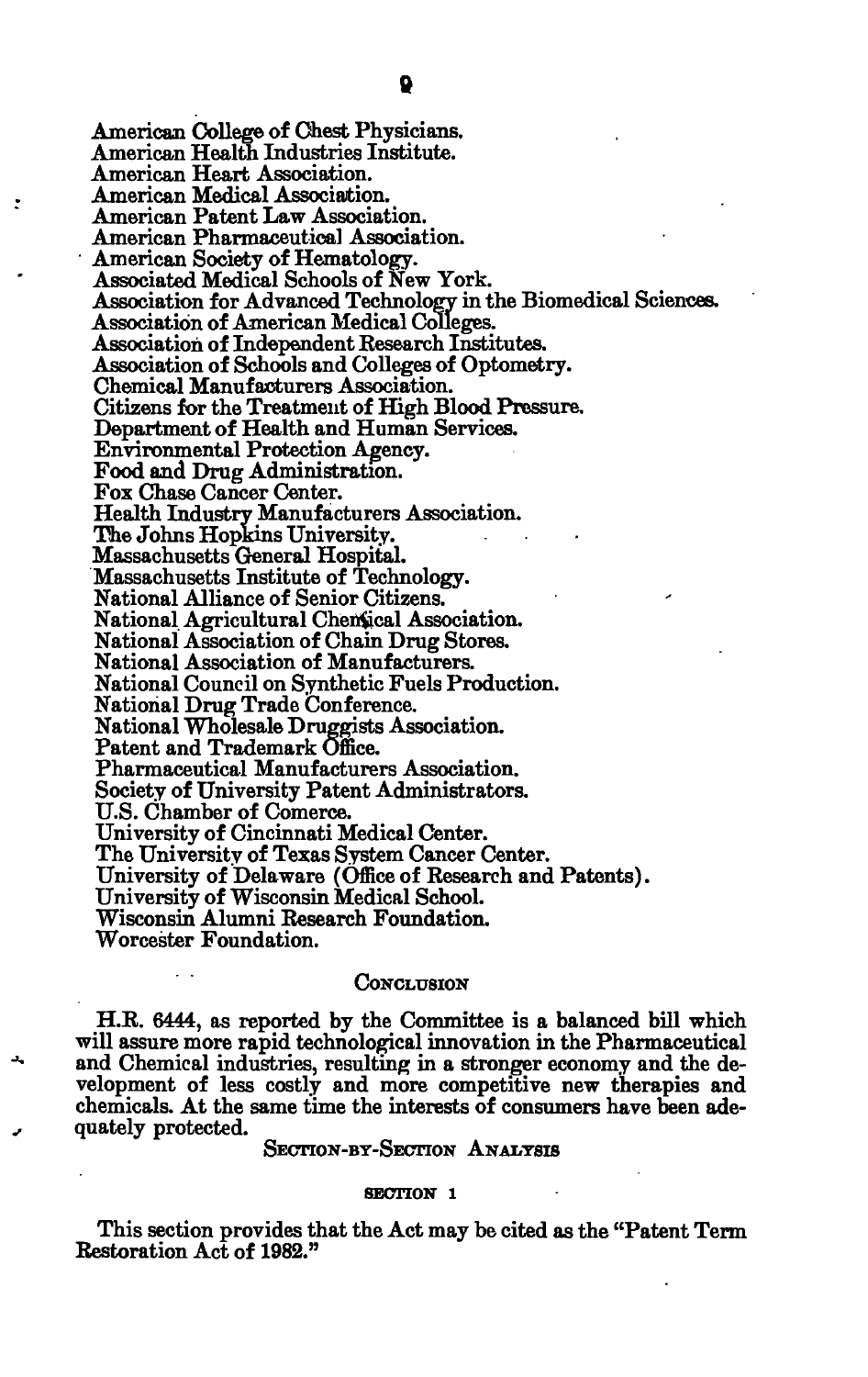American College of Chest Physicians.
American Health Industries Institute.
American Heart Association.
American Medical Association.
American Patent Law Association.
American Pharmaceutical Association.
American Society of Hematology.
Associated Medical Schools of New York.
Association for Advanced Technology in the Biomedical Sciences.
Association of American Medical Colleges.
Association of Independent Research Institutes.
Association of Schools and Colleges of Optometry.
Chemical Manufacturers Association.
Citizens for the Treatment of High Blood Pressure.
Department of Health and Human Services.
Environmental Protection Agency.
Food and Drug Administration.
Fox Chase Cancer Center.
Health Industry Manufacturers Association.
The Johns Hopkins University.
Massachusetts General Hospital.
Massachusetts Institute of Technology.
National Alliance of Senior Citizens.
National Agricultural Chemical Association.
National Association of Chain Drug Stores.
National Association of Manufacturers.
National Council on Synthetic Fuels Production.
National Drug Trade Conference.
National Wholesale Druggists Association.
Patent and Trademark Office.
Pharmaceutical Manufacturers Association.
Society of University Patent Administrators.
U.S. Chamber of Comerce.
University of Cincinnati Medical Center.
The University of Texas System Cancer Center.
University of Delaware (Office of Research and Patents).
University of Wisconsin Medical School.
Wisconsin Alumni Research Foundation.
Worcester Foundation.

## Conclusion

H.R. 6444, as reported by the Committee is a balanced bill which will assure more rapid technological innovation in the Pharmaceutical and Chemical industries, resulting in a stronger economy and the development of less costly and more competitive new therapies and chemicals. At the same time the interests of consumers have been adequately protected.

## Section-by-Section Analysis

### Section 1

This section provides that the Act may be cited as the "Patent Term Restoration Act of 1982."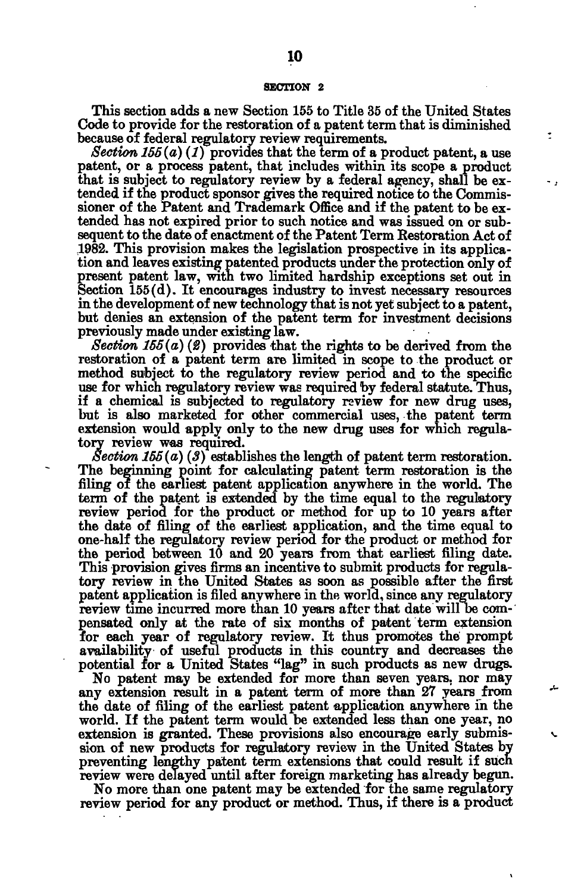## SECTION 2

This section adds a new Section 155 to Title 35 of the United States Code to provide for the restoration of a patent term that is diminished because of federal regulatory review requirements.

*Section 155(a)(1)* provides that the term of a product patent, a use patent, or a process patent, that includes within its scope a product that is subject to regulatory review by a federal agency, shall be extended if the product sponsor gives the required notice to the Commissioner of the Patent and Trademark Office and if the patent to be extended has not expired prior to such notice and was issued on or subsequent to the date of enactment of the Patent Term Restoration Act of 1982. This provision makes the legislation prospective in its application and leaves existing patented products under the protection only of present patent law, with two limited hardship exceptions set out in Section 155(d). It encourages industry to invest necessary resources in the development of new technology that is not yet subject to a patent, but denies an extension of the patent term for investment decisions previously made under existing law.

*Section 155(a)(2)* provides that the rights to be derived from the restoration of a patent term are limited in scope to the product or method subject to the regulatory review period and to the specific use for which regulatory review was required by federal statute. Thus, if a chemical is subjected to regulatory review for new drug uses, but is also marketed for other commercial uses, the patent term extension would apply only to the new drug uses for which regulatory review was required.

*Section 155(a)(3)* establishes the length of patent term restoration. The beginning point for calculating patent term restoration is the filing of the earliest patent application anywhere in the world. The term of the patent is extended by the time equal to the regulatory review period for the product or method for up to 10 years after the date of filing of the earliest application, and the time equal to one-half the regulatory review period for the product or method for the period between 10 and 20 years from that earliest filing date. This provision gives firms an incentive to submit products for regulatory review in the United States as soon as possible after the first patent application is filed anywhere in the world, since any regulatory review time incurred more than 10 years after that date will be compensated only at the rate of six months of patent term extension for each year of regulatory review. It thus promotes the prompt availability of useful products in this country and decreases the potential for a United States "lag" in such products as new drugs.

No patent may be extended for more than seven years, nor may any extension result in a patent term of more than 27 years from the date of filing of the earliest patent application anywhere in the world. If the patent term would be extended less than one year, no extension is granted. These provisions also encourage early submission of new products for regulatory review in the United States by preventing lengthy patent term extensions that could result if such review were delayed until after foreign marketing has already begun.

No more than one patent may be extended for the same regulatory review period for any product or method. Thus, if there is a product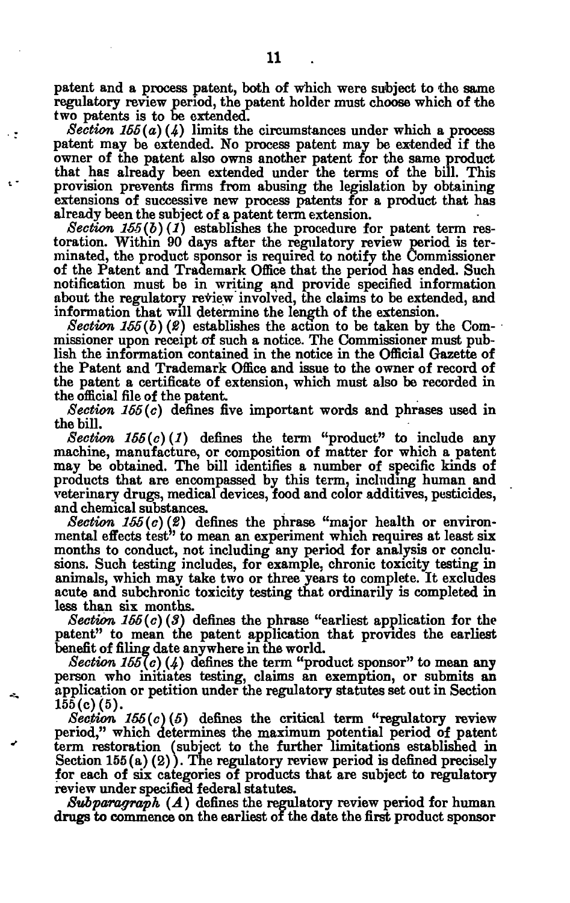patent and a process patent, both of which were subject to the same regulatory review period, the patent holder must choose which of the two patents is to be extended.

*Section 155(a)(4)* limits the circumstances under which a process patent may be extended. No process patent may be extended if the owner of the patent also owns another patent for the same product that has already been extended under the terms of the bill. This provision prevents firms from abusing the legislation by obtaining extensions of successive new process patents for a product that has already been the subject of a patent term extension.

*Section 155(b)(1)* establishes the procedure for patent term restoration. Within 90 days after the regulatory review period is terminated, the product sponsor is required to notify the Commissioner of the Patent and Trademark Office that the period has ended. Such notification must be in writing and provide specified information about the regulatory review involved, the claims to be extended, and information that will determine the length of the extension.

*Section 155(b)(2)* establishes the action to be taken by the Commissioner upon receipt of such a notice. The Commissioner must publish the information contained in the notice in the Official Gazette of the Patent and Trademark Office and issue to the owner of record of the patent a certificate of extension, which must also be recorded in the official file of the patent.

*Section 155(c)* defines five important words and phrases used in the bill.

*Section 155(c)(1)* defines the term "product" to include any machine, manufacture, or composition of matter for which a patent may be obtained. The bill identifies a number of specific kinds of products that are encompassed by this term, including human and veterinary drugs, medical devices, food and color additives, pesticides, and chemical substances.

*Section 155(c)(2)* defines the phrase "major health or environmental effects test" to mean an experiment which requires at least six months to conduct, not including any period for analysis or conclusions. Such testing includes, for example, chronic toxicity testing in animals, which may take two or three years to complete. It excludes acute and subchronic toxicity testing that ordinarily is completed in less than six months.

*Section 155(c)(3)* defines the phrase "earliest application for the patent" to mean the patent application that provides the earliest benefit of filing date anywhere in the world.

*Section 155(c)(4)* defines the term "product sponsor" to mean any person who initiates testing, claims an exemption, or submits an application or petition under the regulatory statutes set out in Section 155(c)(5).

*Section 155(c)(5)* defines the critical term "regulatory review period," which determines the maximum potential period of patent term restoration (subject to the further limitations established in Section 155(a)(2)). The regulatory review period is defined precisely for each of six categories of products that are subject to regulatory review under specified federal statutes.

*Subparagraph (A)* defines the regulatory review period for human drugs to commence on the earliest of the date the first product sponsor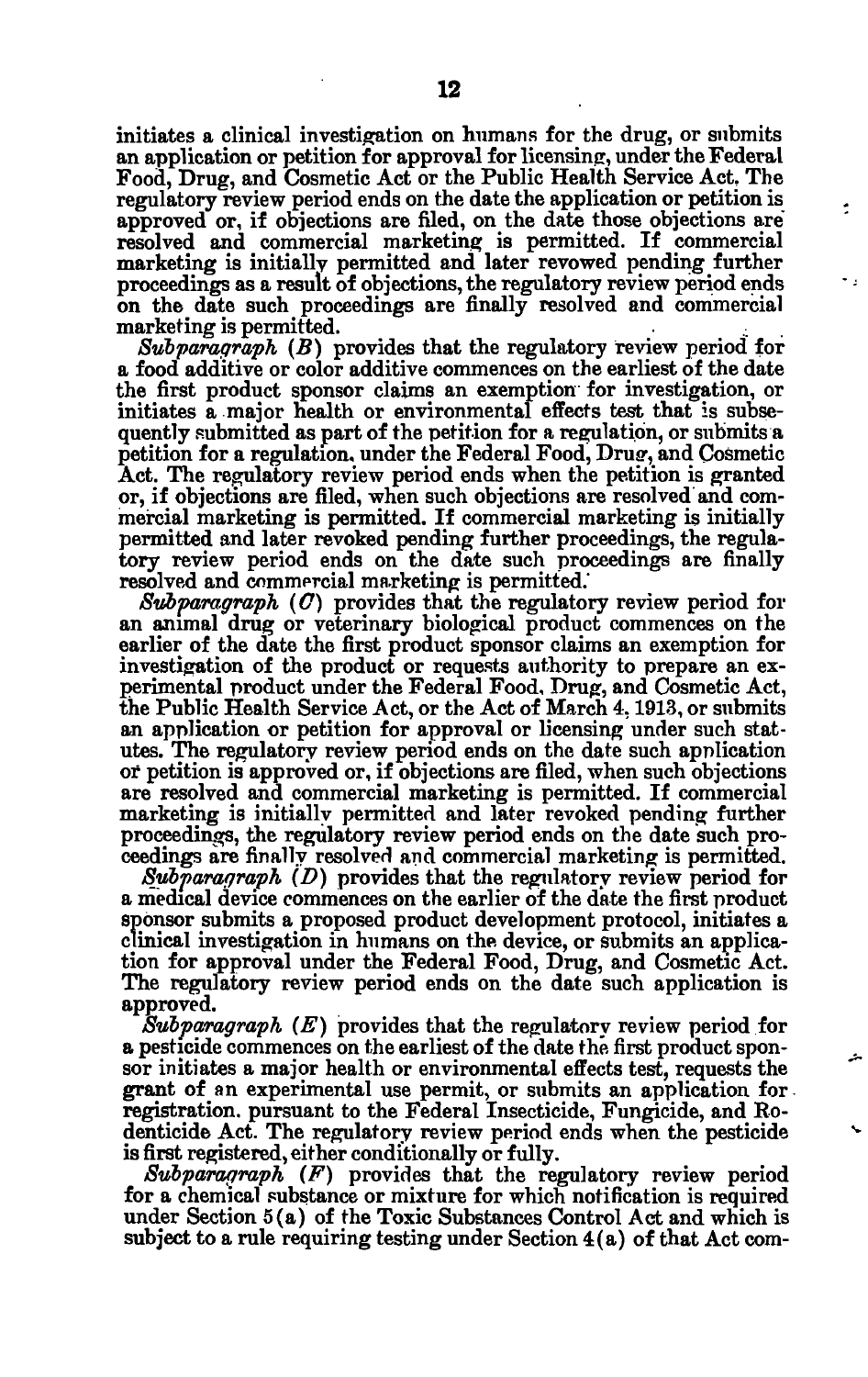initiates a clinical investigation on humans for the drug, or submits an application or petition for approval for licensing, under the Federal Food, Drug, and Cosmetic Act or the Public Health Service Act. The regulatory review period ends on the date the application or petition is approved or, if objections are filed, on the date those objections are resolved and commercial marketing is permitted. If commercial marketing is initially permitted and later revowed pending further proceedings as a result of objections, the regulatory review period ends on the date such proceedings are finally resolved and commercial marketing is permitted.

*Subparagraph (B)* provides that the regulatory review period for a food additive or color additive commences on the earliest of the date the first product sponsor claims an exemption for investigation, or initiates a major health or environmental effects test that is subsequently submitted as part of the petition for a regulation, or submits a petition for a regulation, under the Federal Food, Drug, and Cosmetic Act. The regulatory review period ends when the petition is granted or, if objections are filed, when such objections are resolved and commercial marketing is permitted. If commercial marketing is initially permitted and later revoked pending further proceedings, the regulatory review period ends on the date such proceedings are finally resolved and commercial marketing is permitted.

*Subparagraph (C)* provides that the regulatory review period for an animal drug or veterinary biological product commences on the earlier of the date the first product sponsor claims an exemption for investigation of the product or requests authority to prepare an experimental product under the Federal Food, Drug, and Cosmetic Act, the Public Health Service Act, or the Act of March 4, 1913, or submits an application or petition for approval or licensing under such statutes. The regulatory review period ends on the date such application or petition is approved or, if objections are filed, when such objections are resolved and commercial marketing is permitted. If commercial marketing is initially permitted and later revoked pending further proceedings, the regulatory review period ends on the date such proceedings are finally resolved and commercial marketing is permitted.

*Subparagraph (D)* provides that the regulatory review period for a medical device commences on the earlier of the date the first product sponsor submits a proposed product development protocol, initiates a clinical investigation in humans on the device, or submits an application for approval under the Federal Food, Drug, and Cosmetic Act. The regulatory review period ends on the date such application is approved.

*Subparagraph (E)* provides that the regulatory review period for a pesticide commences on the earliest of the date the first product sponsor initiates a major health or environmental effects test, requests the grant of an experimental use permit, or submits an application for registration. pursuant to the Federal Insecticide, Fungicide, and Rodenticide Act. The regulatory review period ends when the pesticide is first registered, either conditionally or fully.

*Subparagraph (F)* provides that the regulatory review period for a chemical substance or mixture for which notification is required under Section 5(a) of the Toxic Substances Control Act and which is subject to a rule requiring testing under Section 4(a) of that Act com-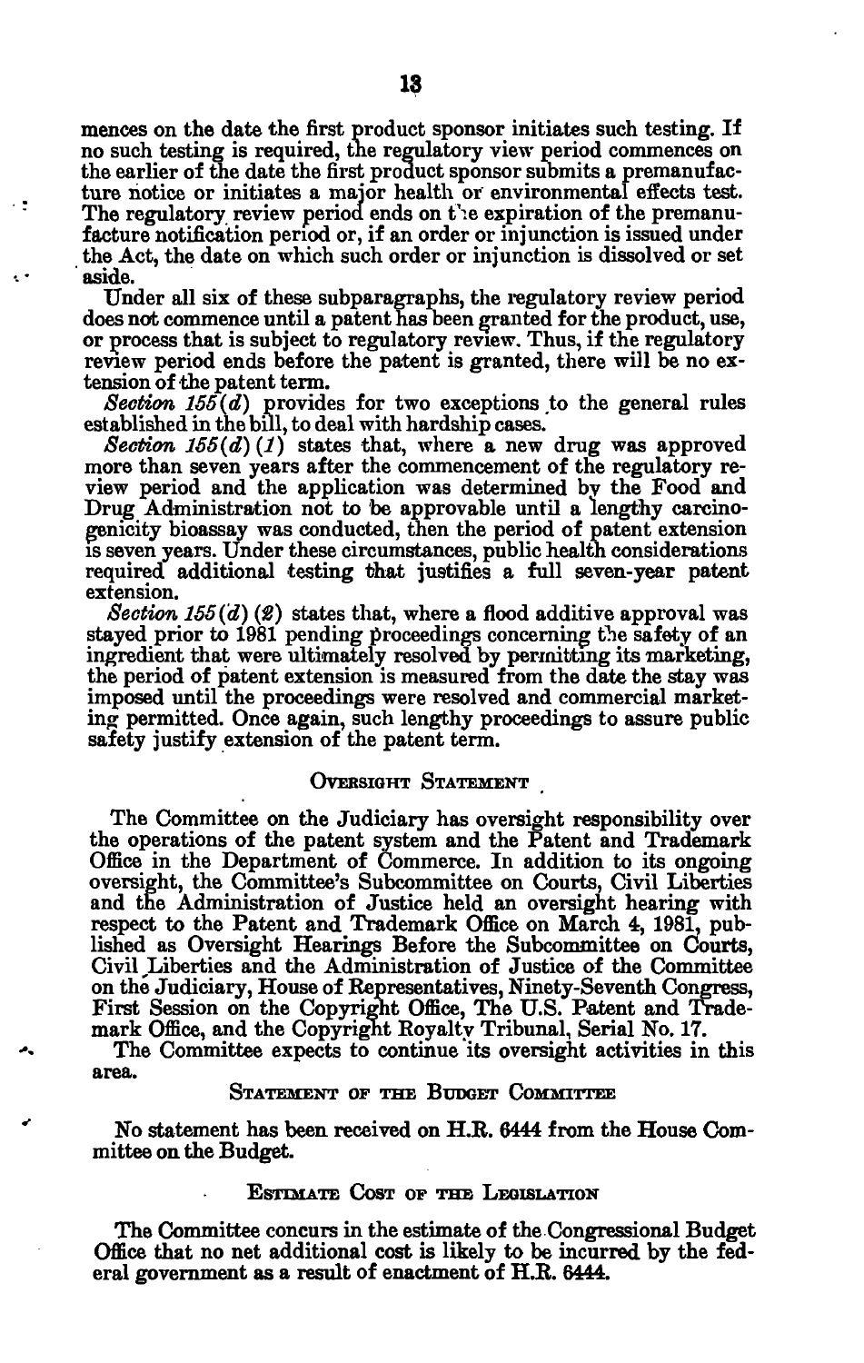mences on the date the first product sponsor initiates such testing. If no such testing is required, the regulatory view period commences on the earlier of the date the first product sponsor submits a premanufacture notice or initiates a major health or environmental effects test. The regulatory review period ends on the expiration of the premanufacture notification period or, if an order or injunction is issued under the Act, the date on which such order or injunction is dissolved or set aside.

Under all six of these subparagraphs, the regulatory review period does not commence until a patent has been granted for the product, use, or process that is subject to regulatory review. Thus, if the regulatory review period ends before the patent is granted, there will be no extension of the patent term.

*Section 155(d)* provides for two exceptions to the general rules established in the bill, to deal with hardship cases.

*Section 155(d)(1)* states that, where a new drug was approved more than seven years after the commencement of the regulatory review period and the application was determined by the Food and Drug Administration not to be approvable until a lengthy carcinogenicity bioassay was conducted, then the period of patent extension is seven years. Under these circumstances, public health considerations required additional testing that justifies a full seven-year patent extension.

*Section 155(d)(2)* states that, where a flood additive approval was stayed prior to 1981 pending proceedings concerning the safety of an ingredient that were ultimately resolved by permitting its marketing, the period of patent extension is measured from the date the stay was imposed until the proceedings were resolved and commercial marketing permitted. Once again, such lengthy proceedings to assure public safety justify extension of the patent term.

## Oversight Statement

The Committee on the Judiciary has oversight responsibility over the operations of the patent system and the Patent and Trademark Office in the Department of Commerce. In addition to its ongoing oversight, the Committee's Subcommittee on Courts, Civil Liberties and the Administration of Justice held an oversight hearing with respect to the Patent and Trademark Office on March 4, 1981, published as Oversight Hearings Before the Subcommittee on Courts, Civil Liberties and the Administration of Justice of the Committee on the Judiciary, House of Representatives, Ninety-Seventh Congress, First Session on the Copyright Office, The U.S. Patent and Trademark Office, and the Copyright Royalty Tribunal, Serial No. 17.

The Committee expects to continue its oversight activities in this area.

## Statement of the Budget Committee

No statement has been received on H.R. 6444 from the House Committee on the Budget.

## Estimate Cost of the Legislation

The Committee concurs in the estimate of the Congressional Budget Office that no net additional cost is likely to be incurred by the federal government as a result of enactment of H.R. 6444.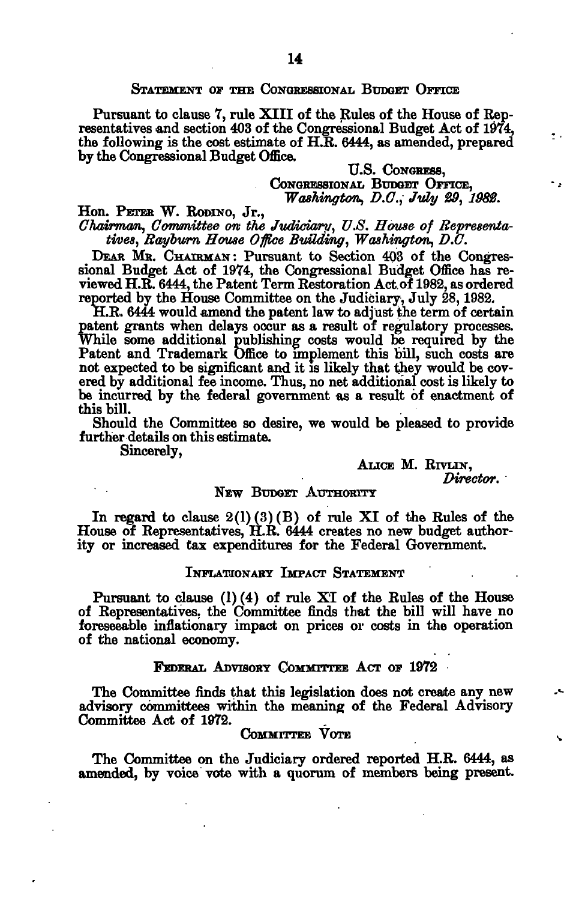## Statement of the Congressional Budget Office

Pursuant to clause 7, rule XIII of the Rules of the House of Representatives and section 403 of the Congressional Budget Act of 1974, the following is the cost estimate of H.R. 6444, as amended, prepared by the Congressional Budget Office.

U.S. Congress,
Congressional Budget Office,
*Washington, D.C., July 29, 1982.*

Hon. Peter W. Rodino, Jr.,
*Chairman, Committee on the Judiciary, U.S. House of Representatives, Rayburn House Office Building, Washington, D.C.*

Dear Mr. Chairman: Pursuant to Section 403 of the Congressional Budget Act of 1974, the Congressional Budget Office has reviewed H.R. 6444, the Patent Term Restoration Act of 1982, as ordered reported by the House Committee on the Judiciary, July 28, 1982.

H.R. 6444 would amend the patent law to adjust the term of certain patent grants when delays occur as a result of regulatory processes. While some additional publishing costs would be required by the Patent and Trademark Office to implement this bill, such costs are not expected to be significant and it is likely that they would be covered by additional fee income. Thus, no net additional cost is likely to be incurred by the federal government as a result of enactment of this bill.

Should the Committee so desire, we would be pleased to provide further details on this estimate.

Sincerely,

Alice M. Rivlin,
*Director.*

## New Budget Authority

In regard to clause 2(l)(3)(B) of rule XI of the Rules of the House of Representatives, H.R. 6444 creates no new budget authority or increased tax expenditures for the Federal Government.

## Inflationary Impact Statement

Pursuant to clause (l)(4) of rule XI of the Rules of the House of Representatives, the Committee finds that the bill will have no foreseeable inflationary impact on prices or costs in the operation of the national economy.

## Federal Advisory Committee Act of 1972

The Committee finds that this legislation does not create any new advisory committees within the meaning of the Federal Advisory Committee Act of 1972.

## Committee Vote

The Committee on the Judiciary ordered reported H.R. 6444, as amended, by voice vote with a quorum of members being present.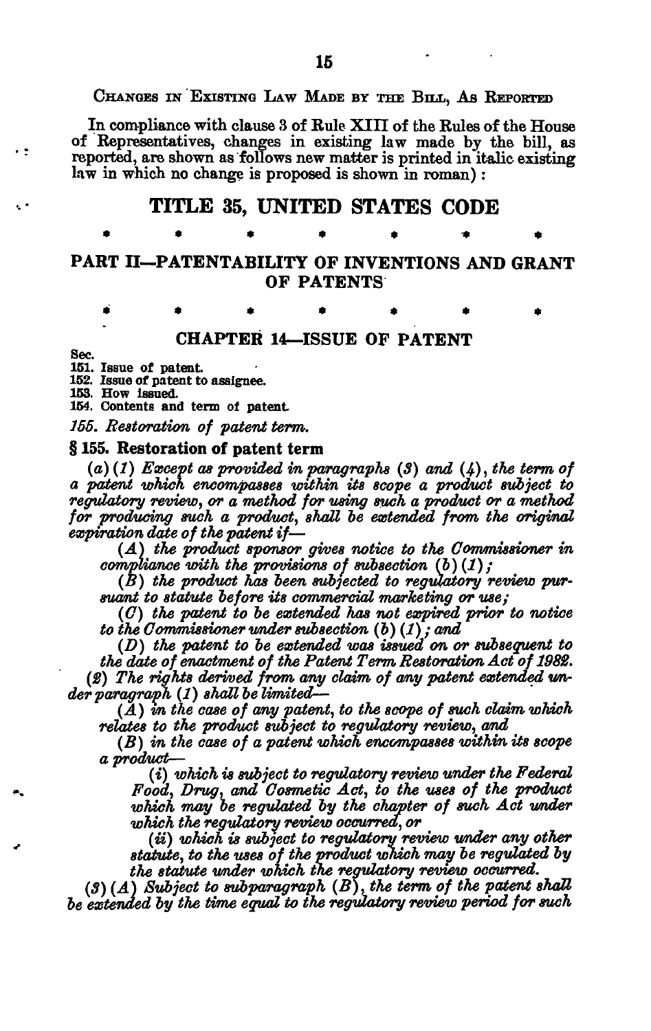CHANGES IN EXISTING LAW MADE BY THE BILL, AS REPORTED

In compliance with clause 3 of Rule XIII of the Rules of the House of Representatives, changes in existing law made by the bill, as reported, are shown as follows new matter is printed in italic existing law in which no change is proposed is shown in roman):

# TITLE 35, UNITED STATES CODE

\* \* \* \* \* \* \*

## PART II—PATENTABILITY OF INVENTIONS AND GRANT OF PATENTS

\* \* \* \* \* \* \*

### CHAPTER 14—ISSUE OF PATENT

Sec.
151. Issue of patent.
152. Issue of patent to assignee.
153. How issued.
154. Contents and term of patent.
*155. Restoration of patent term.*

### § 155. Restoration of patent term

*(a) (1) Except as provided in paragraphs (3) and (4), the term of a patent which encompasses within its scope a product subject to regulatory review, or a method for using such a product or a method for producing such a product, shall be extended from the original expiration date of the patent if—*

*(A) the product sponsor gives notice to the Commissioner in compliance with the provisions of subsection (b)(1);*

*(B) the product has been subjected to regulatory review pursuant to statute before its commercial marketing or use;*

*(C) the patent to be extended has not expired prior to notice to the Commissioner under subsection (b)(1); and*

*(D) the patent to be extended was issued on or subsequent to the date of enactment of the Patent Term Restoration Act of 1982.*

*(2) The rights derived from any claim of any patent extended under paragraph (1) shall be limited—*

*(A) in the case of any patent, to the scope of such claim which relates to the product subject to regulatory review, and*

*(B) in the case of a patent which encompasses within its scope a product—*

*(i) which is subject to regulatory review under the Federal Food, Drug, and Cosmetic Act, to the uses of the product which may be regulated by the chapter of such Act under which the regulatory review occurred, or*

*(ii) which is subject to regulatory review under any other statute, to the uses of the product which may be regulated by the statute under which the regulatory review occurred.*

*(3) (A) Subject to subparagraph (B), the term of the patent shall be extended by the time equal to the regulatory review period for such*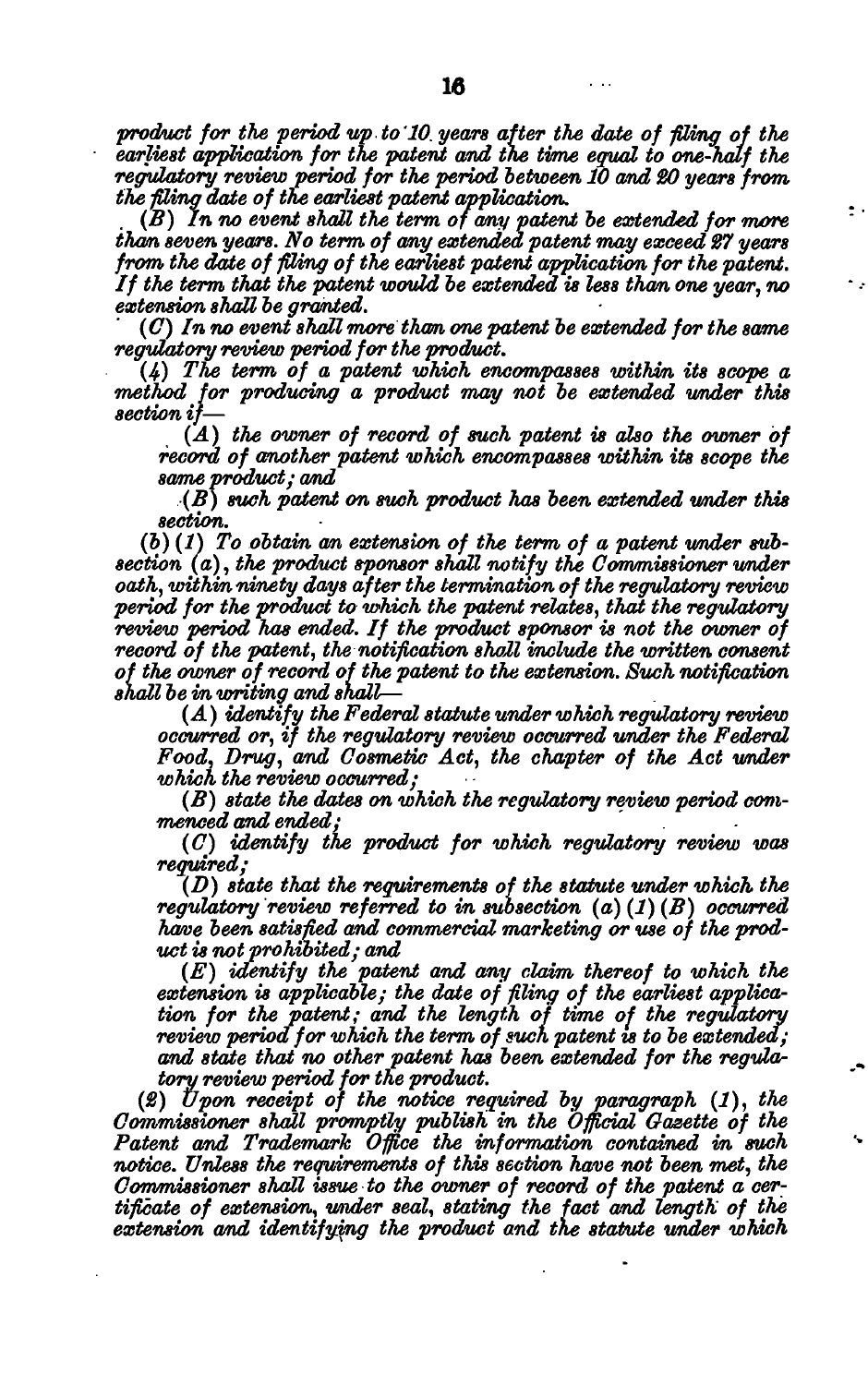*product for the period up to 10 years after the date of filing of the earliest application for the patent and the time equal to one-half the regulatory review period for the period between 10 and 20 years from the filing date of the earliest patent application.*

*(B) In no event shall the term of any patent be extended for more than seven years. No term of any extended patent may exceed 27 years from the date of filing of the earliest patent application for the patent. If the term that the patent would be extended is less than one year, no extension shall be granted.*

*(C) In no event shall more than one patent be extended for the same regulatory review period for the product.*

*(4) The term of a patent which encompasses within its scope a method for producing a product may not be extended under this section if—*

*(A) the owner of record of such patent is also the owner of record of another patent which encompasses within its scope the same product; and*

*(B) such patent on such product has been extended under this section.*

*(b)(1) To obtain an extension of the term of a patent under subsection (a), the product sponsor shall notify the Commissioner under oath, within ninety days after the termination of the regulatory review period for the product to which the patent relates, that the regulatory review period has ended. If the product sponsor is not the owner of record of the patent, the notification shall include the written consent of the owner of record of the patent to the extension. Such notification shall be in writing and shall—*

*(A) identify the Federal statute under which regulatory review occurred or, if the regulatory review occurred under the Federal Food, Drug, and Cosmetic Act, the chapter of the Act under which the review occurred;*

*(B) state the dates on which the regulatory review period commenced and ended;*

*(C) identify the product for which regulatory review was required;*

*(D) state that the requirements of the statute under which the regulatory review referred to in subsection (a)(1)(B) occurred have been satisfied and commercial marketing or use of the product is not prohibited; and*

*(E) identify the patent and any claim thereof to which the extension is applicable; the date of filing of the earliest application for the patent; and the length of time of the regulatory review period for which the term of such patent is to be extended; and state that no other patent has been extended for the regulatory review period for the product.*

*(2) Upon receipt of the notice required by paragraph (1), the Commissioner shall promptly publish in the Official Gazette of the Patent and Trademark Office the information contained in such notice. Unless the requirements of this section have not been met, the Commissioner shall issue to the owner of record of the patent a certificate of extension, under seal, stating the fact and length of the extension and identifying the product and the statute under which*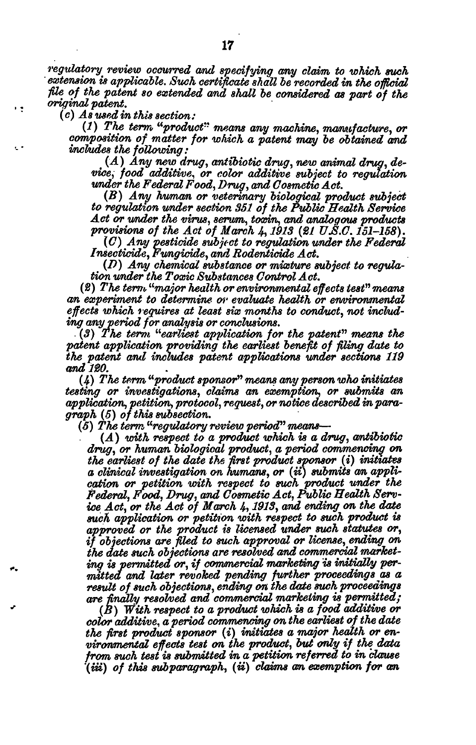*regulatory review occurred and specifying any claim to which such extension is applicable. Such certificate shall be recorded in the official file of the patent so extended and shall be considered as part of the original patent.*

*(c) As used in this section:*

*(1) The term "product" means any machine, manufacture, or composition of matter for which a patent may be obtained and includes the following:*

*(A) Any new drug, antibiotic drug, new animal drug, device, food additive, or color additive subject to regulation under the Federal Food, Drug, and Cosmetic Act.*

*(B) Any human or veterinary biological product subject to regulation under section 351 of the Public Health Service Act or under the virus, serum, toxin, and analogous products provisions of the Act of March 4, 1913 (21 U.S.C. 151–158).*

*(C) Any pesticide subject to regulation under the Federal Insecticide, Fungicide, and Rodenticide Act.*

*(D) Any chemical substance or mixture subject to regulation under the Toxic Substances Control Act.*

*(2) The term "major health or environmental effects test" means an experiment to determine or evaluate health or environmental effects which requires at least six months to conduct, not including any period for analysis or conclusions.*

*(3) The term "earliest application for the patent" means the patent application providing the earliest benefit of filing date to the patent and includes patent applications under sections 119 and 120.*

*(4) The term "product sponsor" means any person who initiates testing or investigations, claims an exemption, or submits an application, petition, protocol, request, or notice described in paragraph (5) of this subsection.*

*(5) The term "regulatory review period" means—*

*(A) with respect to a product which is a drug, antibiotic drug, or human biological product, a period commencing on the earliest of the date the first product sponsor (i) initiates a clinical investigation on humans, or (ii) submits an application or petition with respect to such product under the Federal, Food, Drug, and Cosmetic Act, Public Health Service Act, or the Act of March 4, 1913, and ending on the date such application or petition with respect to such product is approved or the product is licensed under such statutes or, if objections are filed to such approval or license, ending on the date such objections are resolved and commercial marketing is permitted or, if commercial marketing is initially permitted and later revoked pending further proceedings as a result of such objections, ending on the date such proceedings are finally resolved and commercial marketing is permitted;*

*(B) With respect to a product which is a food additive or color additive, a period commencing on the earliest of the date the first product sponsor (i) initiates a major health or environmental effects test on the product, but only if the data from such test is submitted in a petition referred to in clause (iii) of this subparagraph, (ii) claims an exemption for an*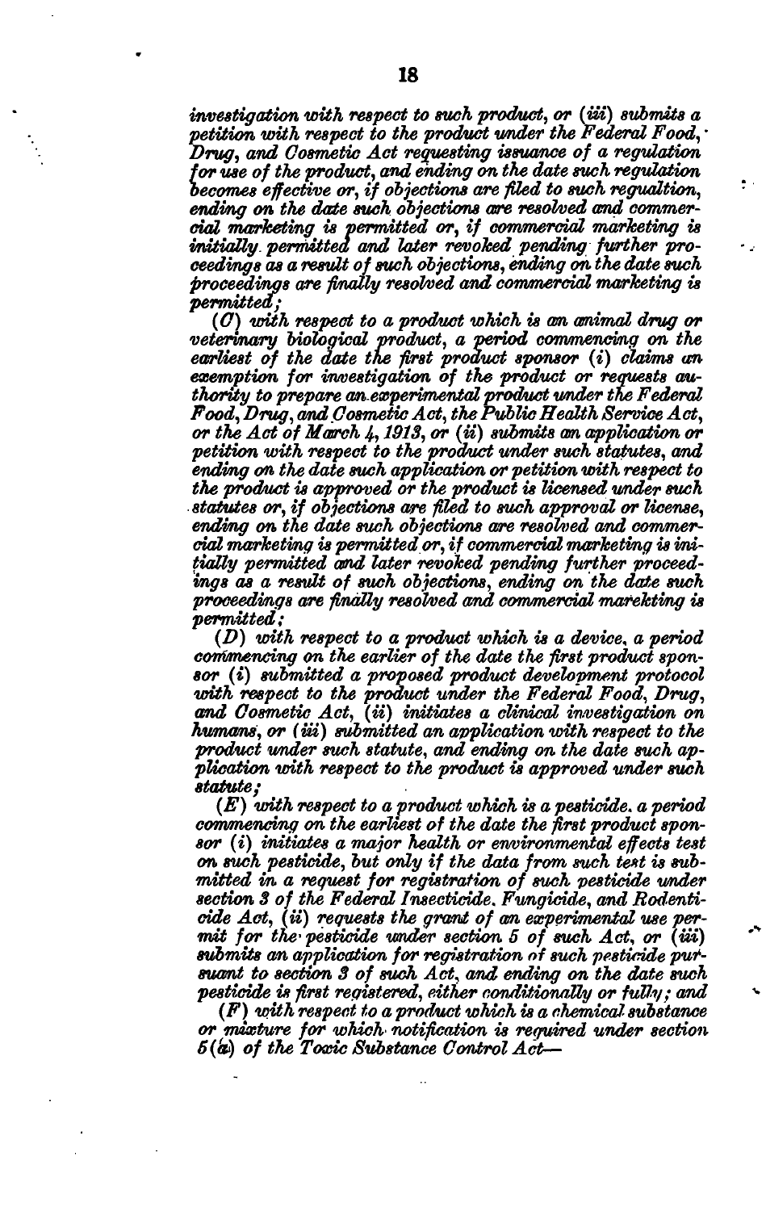*investigation with respect to such product, or (iii) submits a petition with respect to the product under the Federal Food, Drug, and Cosmetic Act requesting issuance of a regulation for use of the product, and ending on the date such regulation becomes effective or, if objections are filed to such regualtion, ending on the date such objections are resolved and commercial marketing is permitted or, if commercial marketing is initially permitted and later revoked pending further proceedings as a result of such objections, ending on the date such proceedings are finally resolved and commercial marketing is permitted;*

*(C) with respect to a product which is an animal drug or veterinary biological product, a period commencing on the earliest of the date the first product sponsor (i) claims an exemption for investigation of the product or requests authority to prepare an experimental product under the Federal Food, Drug, and Cosmetic Act, the Public Health Service Act, or the Act of March 4, 1913, or (ii) submits an application or petition with respect to the product under such statutes, and ending on the date such application or petition with respect to the product is approved or the product is licensed under such statutes or, if objections are filed to such approval or license, ending on the date such objections are resolved and commercial marketing is permitted or, if commercial marketing is initially permitted and later revoked pending further proceedings as a result of such objections, ending on the date such proceedings are finally resolved and commercial marekting is permitted;*

*(D) with respect to a product which is a device, a period commencing on the earlier of the date the first product sponsor (i) submitted a proposed product development protocol with respect to the product under the Federal Food, Drug, and Cosmetic Act, (ii) initiates a clinical investigation on humans, or (iii) submitted an application with respect to the product under such statute, and ending on the date such application with respect to the product is approved under such statute;*

*(E) with respect to a product which is a pesticide, a period commencing on the earliest of the date the first product sponsor (i) initiates a major health or environmental effects test on such pesticide, but only if the data from such test is submitted in a request for registration of such pesticide under section 3 of the Federal Insecticide, Fungicide, and Rodenticide Act, (ii) requests the grant of an experimental use permit for the pesticide under section 5 of such Act, or (iii) submits an application for registration of such pesticide pursuant to section 3 of such Act, and ending on the date such pesticide is first registered, either conditionally or fully; and*

*(F) with respect to a product which is a chemical substance or mixture for which notification is required under section 5(a) of the Toxic Substance Control Act—*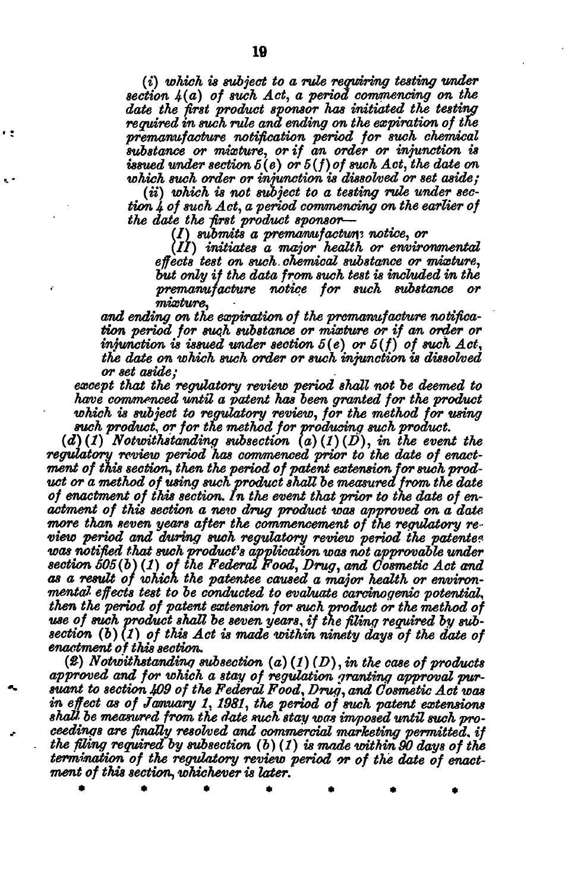*(i) which is subject to a rule requiring testing under section 4(a) of such Act, a period commencing on the date the first product sponsor has initiated the testing required in such rule and ending on the expiration of the premanufacture notification period for such chemical substance or mixture, or if an order or injunction is issued under section 5(e) or 5(f) of such Act, the date on which such order or injunction is dissolved or set aside;*

*(ii) which is not subject to a testing rule under section 4 of such Act, a period commencing on the earlier of the date the first product sponsor—*

*(I) submits a premanufacture notice, or*

*(II) initiates a major health or environmental effects test on such chemical substance or mixture, but only if the data from such test is included in the premanufacture notice for such substance or mixture,*

*and ending on the expiration of the premanufacture notification period for such substance or mixture or if an order or injunction is issued under section 5(e) or 5(f) of such Act, the date on which such order or such injunction is dissolved or set aside;*

*except that the regulatory review period shall not be deemed to have commenced until a patent has been granted for the product which is subject to regulatory review, for the method for using such product, or for the method for producing such product.*

*(d)(1) Notwithstanding subsection (a)(1)(D), in the event the regulatory review period has commenced prior to the date of enactment of this section, then the period of patent extension for such product or a method of using such product shall be measured from the date of enactment of this section. In the event that prior to the date of enactment of this section a new drug product was approved on a date more than seven years after the commencement of the regulatory review period and during such regulatory review period the patentee was notified that such product's application was not approvable under section 505(b)(1) of the Federal Food, Drug, and Cosmetic Act and as a result of which the patentee caused a major health or environmental effects test to be conducted to evaluate carcinogenic potential, then the period of patent extension for such product or the method of use of such product shall be seven years, if the filing required by subsection (b)(1) of this Act is made within ninety days of the date of enactment of this section.*

*(2) Notwithstanding subsection (a)(1)(D), in the case of products approved and for which a stay of regulation granting approval pursuant to section 409 of the Federal Food, Drug, and Cosmetic Act was in effect as of January 1, 1981, the period of such patent extensions shall be measured from the date such stay was imposed until such proceedings are finally resolved and commercial marketing permitted, if the filing required by subsection (b)(1) is made within 90 days of the termination of the regulatory review period or of the date of enactment of this section, whichever is later.*

\* \* \* \* \* \* \*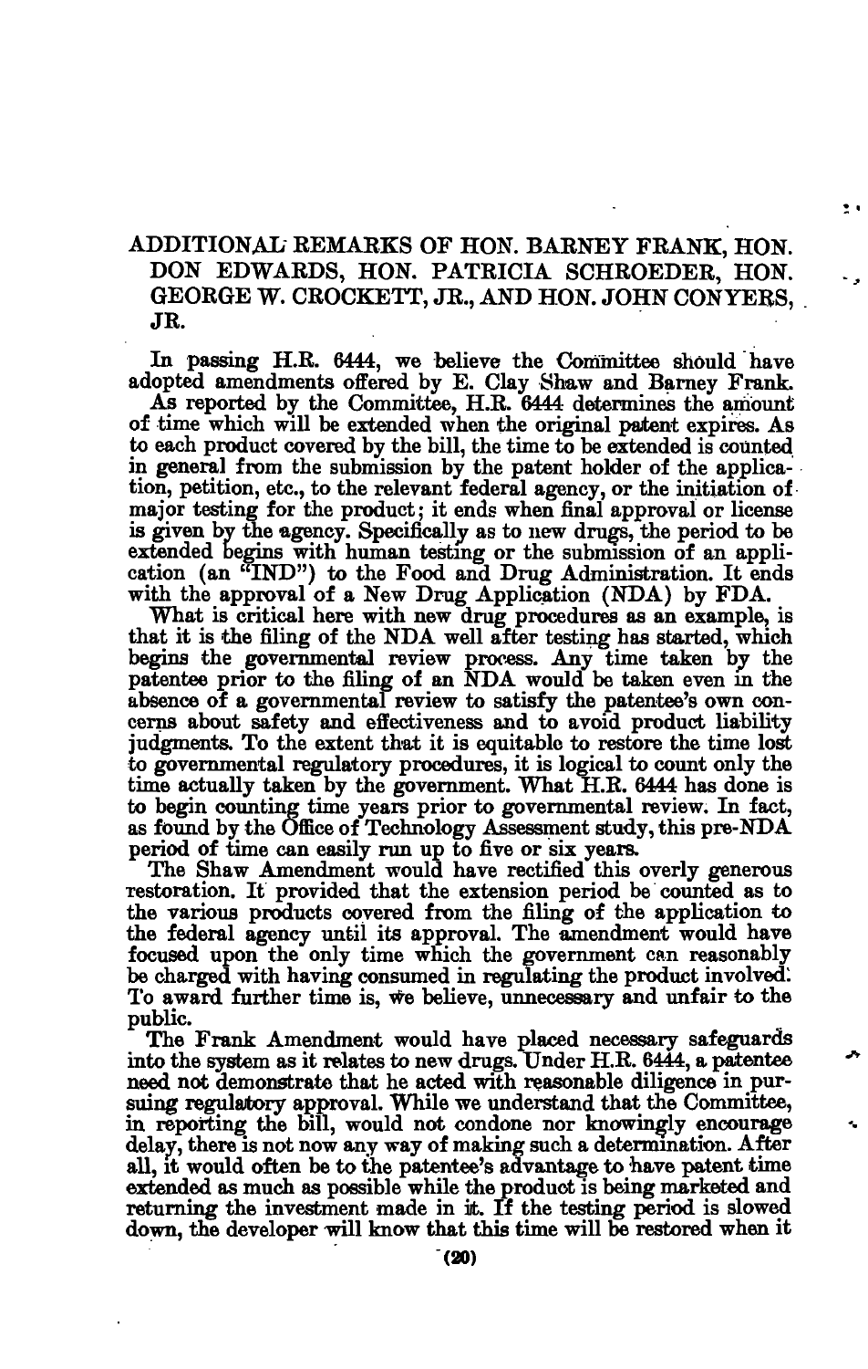## ADDITIONAL REMARKS OF HON. BARNEY FRANK, HON. DON EDWARDS, HON. PATRICIA SCHROEDER, HON. GEORGE W. CROCKETT, JR., AND HON. JOHN CONYERS, JR.

In passing H.R. 6444, we believe the Committee should have adopted amendments offered by E. Clay Shaw and Barney Frank.

As reported by the Committee, H.R. 6444 determines the amount of time which will be extended when the original patent expires. As to each product covered by the bill, the time to be extended is counted in general from the submission by the patent holder of the application, petition, etc., to the relevant federal agency, or the initiation of major testing for the product; it ends when final approval or license is given by the agency. Specifically as to new drugs, the period to be extended begins with human testing or the submission of an application (an "IND") to the Food and Drug Administration. It ends with the approval of a New Drug Application (NDA) by FDA.

What is critical here with new drug procedures as an example, is that it is the filing of the NDA well after testing has started, which begins the governmental review process. Any time taken by the patentee prior to the filing of an NDA would be taken even in the absence of a governmental review to satisfy the patentee's own concerns about safety and effectiveness and to avoid product liability judgments. To the extent that it is equitable to restore the time lost to governmental regulatory procedures, it is logical to count only the time actually taken by the government. What H.R. 6444 has done is to begin counting time years prior to governmental review. In fact, as found by the Office of Technology Assessment study, this pre-NDA period of time can easily run up to five or six years.

The Shaw Amendment would have rectified this overly generous restoration. It provided that the extension period be counted as to the various products covered from the filing of the application to the federal agency until its approval. The amendment would have focused upon the only time which the government can reasonably be charged with having consumed in regulating the product involved. To award further time is, we believe, unnecessary and unfair to the public.

The Frank Amendment would have placed necessary safeguards into the system as it relates to new drugs. Under H.R. 6444, a patentee need not demonstrate that he acted with reasonable diligence in pursuing regulatory approval. While we understand that the Committee, in reporting the bill, would not condone nor knowingly encourage delay, there is not now any way of making such a determination. After all, it would often be to the patentee's advantage to have patent time extended as much as possible while the product is being marketed and returning the investment made in it. If the testing period is slowed down, the developer will know that this time will be restored when it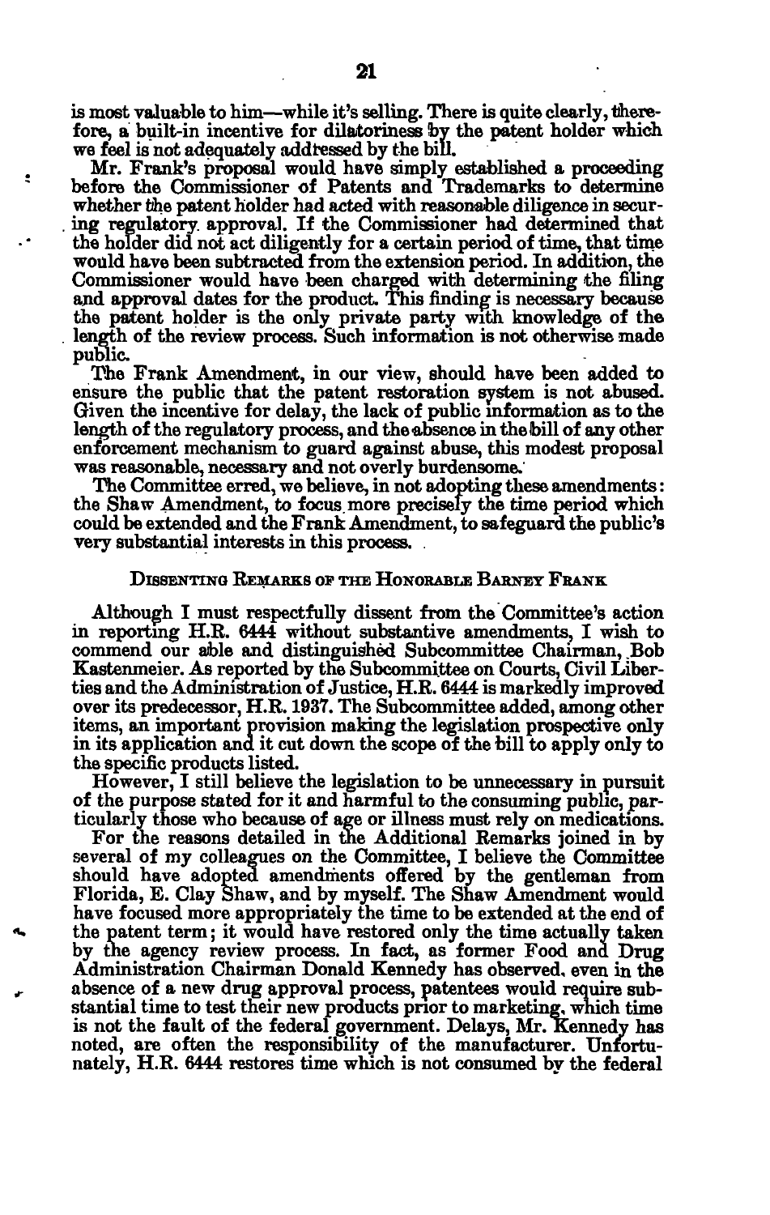is most valuable to him—while it's selling. There is quite clearly, therefore, a built-in incentive for dilatoriness by the patent holder which we feel is not adequately addressed by the bill.

Mr. Frank's proposal would have simply established a proceeding before the Commissioner of Patents and Trademarks to determine whether the patent holder had acted with reasonable diligence in securing regulatory approval. If the Commissioner had determined that the holder did not act diligently for a certain period of time, that time would have been subtracted from the extension period. In addition, the Commissioner would have been charged with determining the filing and approval dates for the product. This finding is necessary because the patent holder is the only private party with knowledge of the length of the review process. Such information is not otherwise made public.

The Frank Amendment, in our view, should have been added to ensure the public that the patent restoration system is not abused. Given the incentive for delay, the lack of public information as to the length of the regulatory process, and the absence in the bill of any other enforcement mechanism to guard against abuse, this modest proposal was reasonable, necessary and not overly burdensome.

The Committee erred, we believe, in not adopting these amendments: the Shaw Amendment, to focus more precisely the time period which could be extended and the Frank Amendment, to safeguard the public's very substantial interests in this process.

## Dissenting Remarks of the Honorable Barney Frank

Although I must respectfully dissent from the Committee's action in reporting H.R. 6444 without substantive amendments, I wish to commend our able and distinguished Subcommittee Chairman, Bob Kastenmeier. As reported by the Subcommittee on Courts, Civil Liberties and the Administration of Justice, H.R. 6444 is markedly improved over its predecessor, H.R. 1937. The Subcommittee added, among other items, an important provision making the legislation prospective only in its application and it cut down the scope of the bill to apply only to the specific products listed.

However, I still believe the legislation to be unnecessary in pursuit of the purpose stated for it and harmful to the consuming public, particularly those who because of age or illness must rely on medications.

For the reasons detailed in the Additional Remarks joined in by several of my colleagues on the Committee, I believe the Committee should have adopted amendments offered by the gentleman from Florida, E. Clay Shaw, and by myself. The Shaw Amendment would have focused more appropriately the time to be extended at the end of the patent term; it would have restored only the time actually taken by the agency review process. In fact, as former Food and Drug Administration Chairman Donald Kennedy has observed, even in the absence of a new drug approval process, patentees would require substantial time to test their new products prior to marketing, which time is not the fault of the federal government. Delays, Mr. Kennedy has noted, are often the responsibility of the manufacturer. Unfortunately, H.R. 6444 restores time which is not consumed by the federal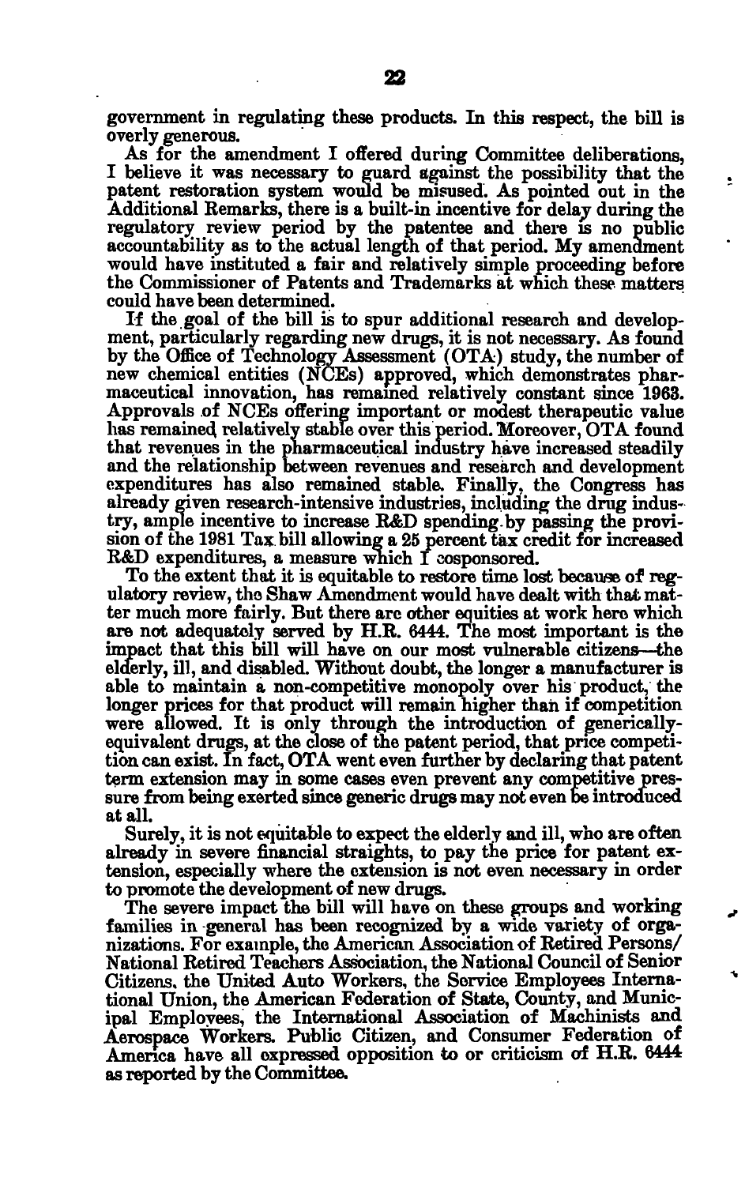government in regulating these products. In this respect, the bill is overly generous.

As for the amendment I offered during Committee deliberations, I believe it was necessary to guard against the possibility that the patent restoration system would be misused. As pointed out in the Additional Remarks, there is a built-in incentive for delay during the regulatory review period by the patentee and there is no public accountability as to the actual length of that period. My amendment would have instituted a fair and relatively simple proceeding before the Commissioner of Patents and Trademarks at which these matters could have been determined.

If the goal of the bill is to spur additional research and development, particularly regarding new drugs, it is not necessary. As found by the Office of Technology Assessment (OTA) study, the number of new chemical entities (NCEs) approved, which demonstrates pharmaceutical innovation, has remained relatively constant since 1963. Approvals of NCEs offering important or modest therapeutic value has remained relatively stable over this period. Moreover, OTA found that revenues in the pharmaceutical industry have increased steadily and the relationship between revenues and research and development expenditures has also remained stable. Finally, the Congress has already given research-intensive industries, including the drug industry, ample incentive to increase R&D spending by passing the provision of the 1981 Tax bill allowing a 25 percent tax credit for increased R&D expenditures, a measure which I cosponsored.

To the extent that it is equitable to restore time lost because of regulatory review, the Shaw Amendment would have dealt with that matter much more fairly. But there are other equities at work here which are not adequately served by H.R. 6444. The most important is the impact that this bill will have on our most vulnerable citizens—the elderly, ill, and disabled. Without doubt, the longer a manufacturer is able to maintain a non-competitive monopoly over his product, the longer prices for that product will remain higher than if competition were allowed. It is only through the introduction of generically-equivalent drugs, at the close of the patent period, that price competition can exist. In fact, OTA went even further by declaring that patent term extension may in some cases even prevent any competitive pressure from being exerted since generic drugs may not even be introduced at all.

Surely, it is not equitable to expect the elderly and ill, who are often already in severe financial straights, to pay the price for patent extension, especially where the extension is not even necessary in order to promote the development of new drugs.

The severe impact the bill will have on these groups and working families in general has been recognized by a wide variety of organizations. For example, the American Association of Retired Persons/National Retired Teachers Association, the National Council of Senior Citizens, the United Auto Workers, the Service Employees International Union, the American Federation of State, County, and Municipal Employees, the International Association of Machinists and Aerospace Workers. Public Citizen, and Consumer Federation of America have all expressed opposition to or criticism of H.R. 6444 as reported by the Committee.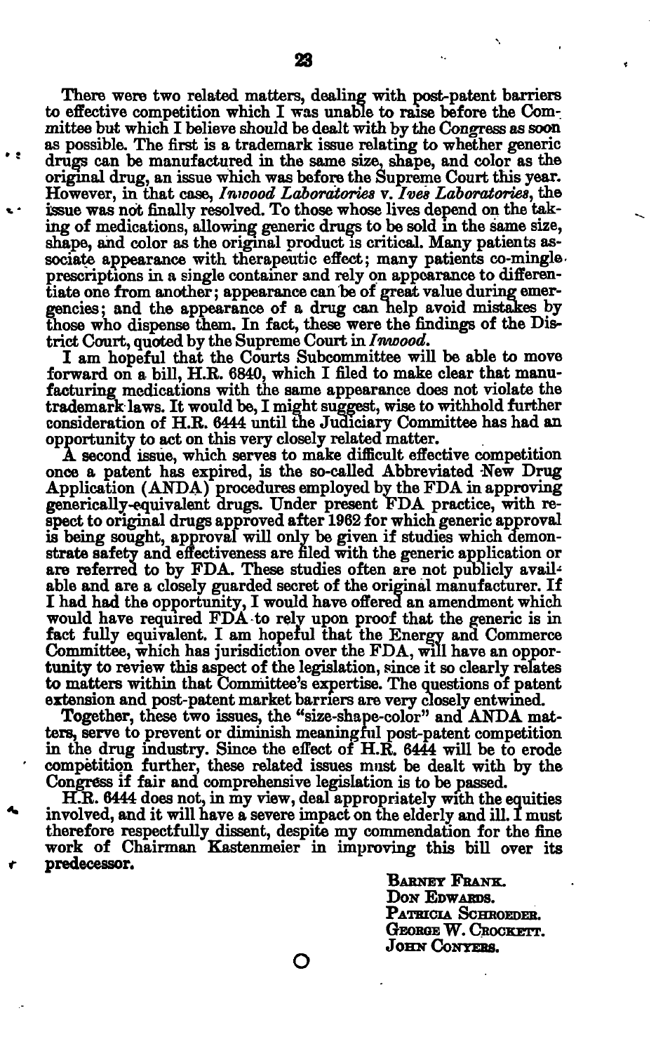There were two related matters, dealing with post-patent barriers to effective competition which I was unable to raise before the Committee but which I believe should be dealt with by the Congress as soon as possible. The first is a trademark issue relating to whether generic drugs can be manufactured in the same size, shape, and color as the original drug, an issue which was before the Supreme Court this year. However, in that case, *Inwood Laboratories* v. *Ives Laboratories*, the issue was not finally resolved. To those whose lives depend on the taking of medications, allowing generic drugs to be sold in the same size, shape, and color as the original product is critical. Many patients associate appearance with therapeutic effect; many patients co-mingle prescriptions in a single container and rely on appearance to differentiate one from another; appearance can be of great value during emergencies; and the appearance of a drug can help avoid mistakes by those who dispense them. In fact, these were the findings of the District Court, quoted by the Supreme Court in *Inwood*.

I am hopeful that the Courts Subcommittee will be able to move forward on a bill, H.R. 6840, which I filed to make clear that manufacturing medications with the same appearance does not violate the trademark laws. It would be, I might suggest, wise to withhold further consideration of H.R. 6444 until the Judiciary Committee has had an opportunity to act on this very closely related matter.

A second issue, which serves to make difficult effective competition once a patent has expired, is the so-called Abbreviated New Drug Application (ANDA) procedures employed by the FDA in approving generically-equivalent drugs. Under present FDA practice, with respect to original drugs approved after 1962 for which generic approval is being sought, approval will only be given if studies which demonstrate safety and effectiveness are filed with the generic application or are referred to by FDA. These studies often are not publicly available and are a closely guarded secret of the original manufacturer. If I had had the opportunity, I would have offered an amendment which would have required FDA to rely upon proof that the generic is in fact fully equivalent. I am hopeful that the Energy and Commerce Committee, which has jurisdiction over the FDA, will have an opportunity to review this aspect of the legislation, since it so clearly relates to matters within that Committee's expertise. The questions of patent extension and post-patent market barriers are very closely entwined.

Together, these two issues, the "size-shape-color" and ANDA matters, serve to prevent or diminish meaningful post-patent competition in the drug industry. Since the effect of H.R. 6444 will be to erode competition further, these related issues must be dealt with by the Congress if fair and comprehensive legislation is to be passed.

H.R. 6444 does not, in my view, deal appropriately with the equities involved, and it will have a severe impact on the elderly and ill. I must therefore respectfully dissent, despite my commendation for the fine work of Chairman Kastenmeier in improving this bill over its predecessor.

BARNEY FRANK.
DON EDWARDS.
PATRICIA SCHROEDER.
GEORGE W. CROCKETT.
JOHN CONYERS.